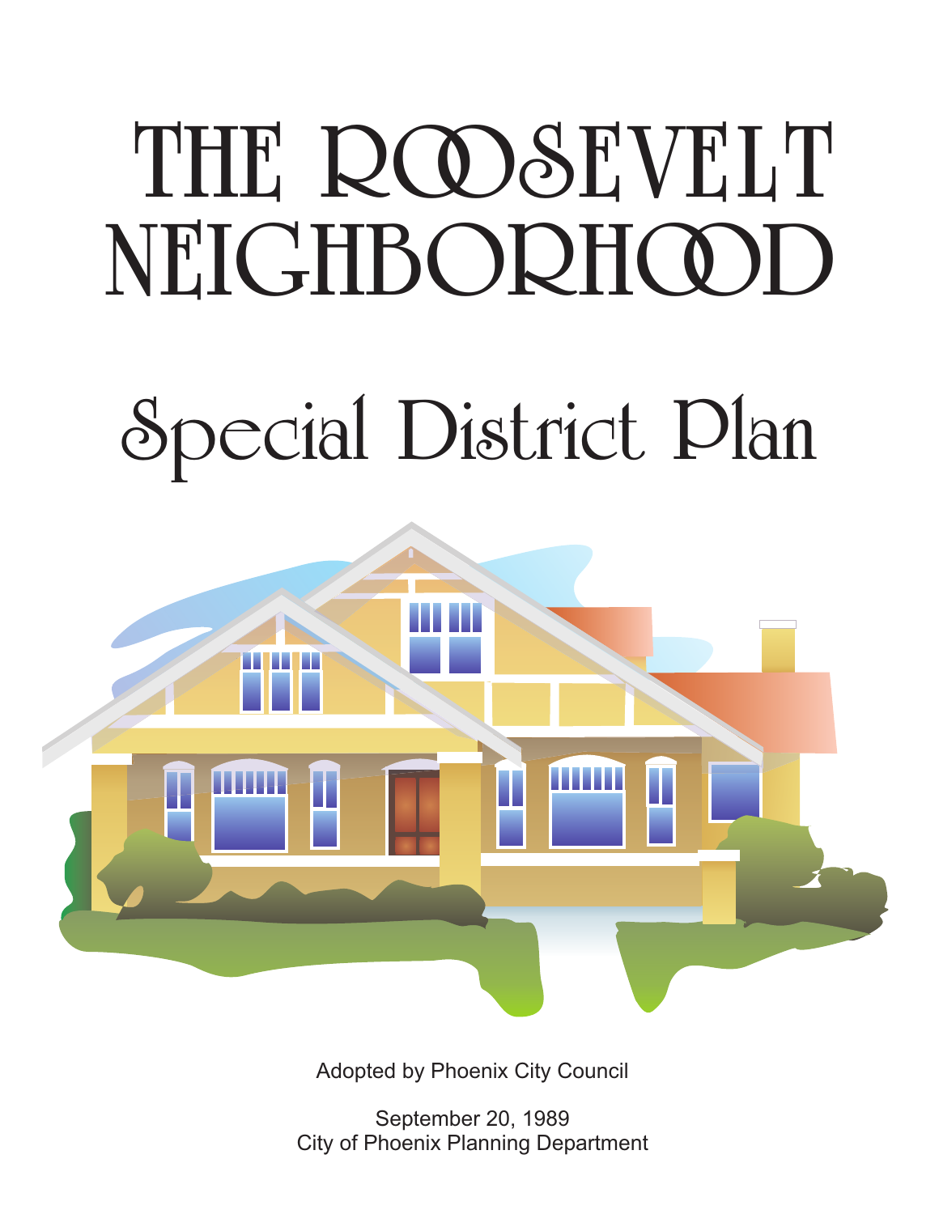# THE ROOSEVELT NEIGHBORHOOD

# Special District Plan

Adopted by Phoenix City Council

September 20, 1989
City of Phoenix Planning Department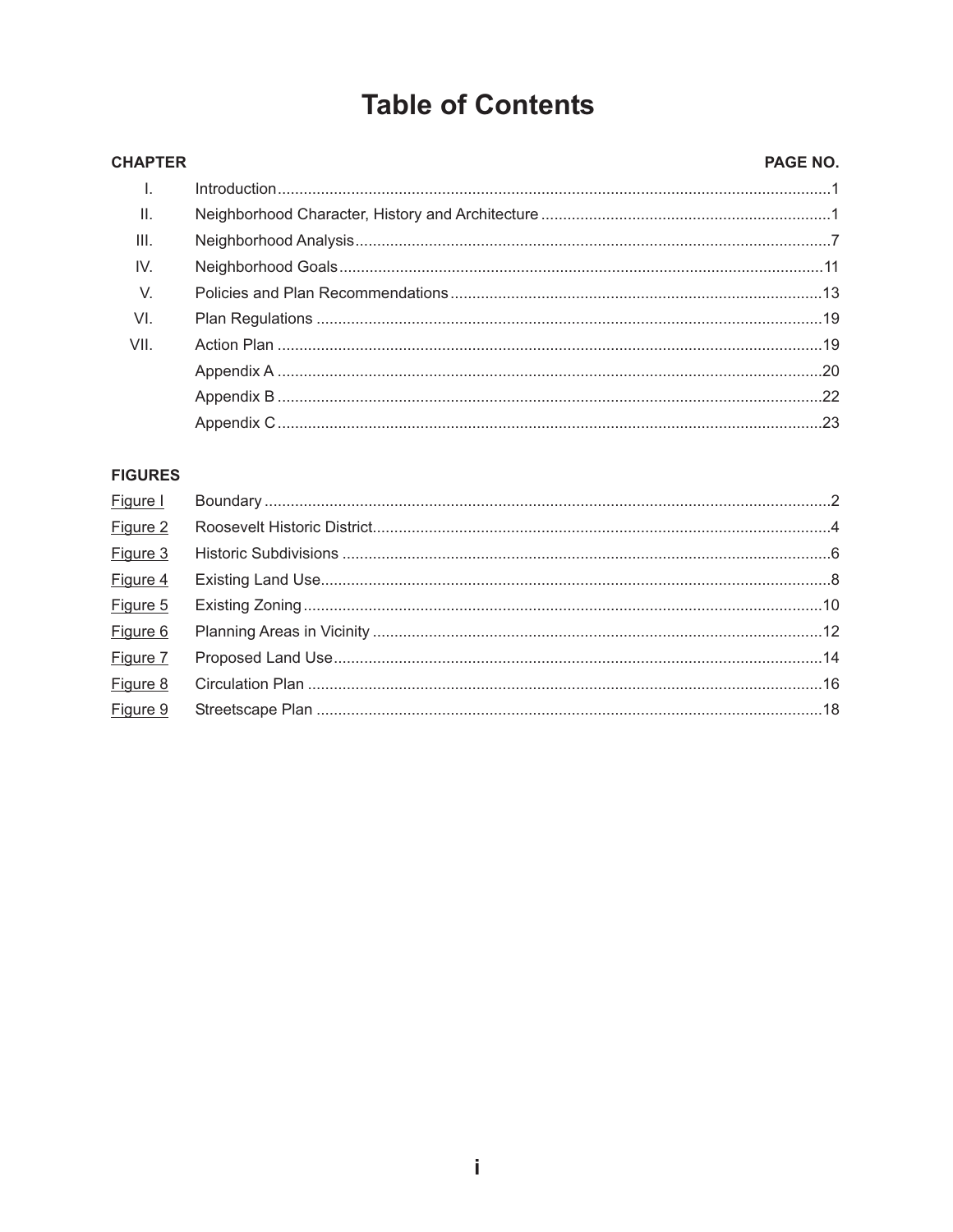# Table of Contents

| CHAPTER | | PAGE NO. |
|---|---|---|
| I. | Introduction | 1 |
| II. | Neighborhood Character, History and Architecture | 1 |
| III. | Neighborhood Analysis | 7 |
| IV. | Neighborhood Goals | 11 |
| V. | Policies and Plan Recommendations | 13 |
| VI. | Plan Regulations | 19 |
| VII. | Action Plan | 19 |
| | Appendix A | 20 |
| | Appendix B | 22 |
| | Appendix C | 23 |

**FIGURES**

| | | |
|---|---|---|
| Figure I | Boundary | 2 |
| Figure 2 | Roosevelt Historic District | 4 |
| Figure 3 | Historic Subdivisions | 6 |
| Figure 4 | Existing Land Use | 8 |
| Figure 5 | Existing Zoning | 10 |
| Figure 6 | Planning Areas in Vicinity | 12 |
| Figure 7 | Proposed Land Use | 14 |
| Figure 8 | Circulation Plan | 16 |
| Figure 9 | Streetscape Plan | 18 |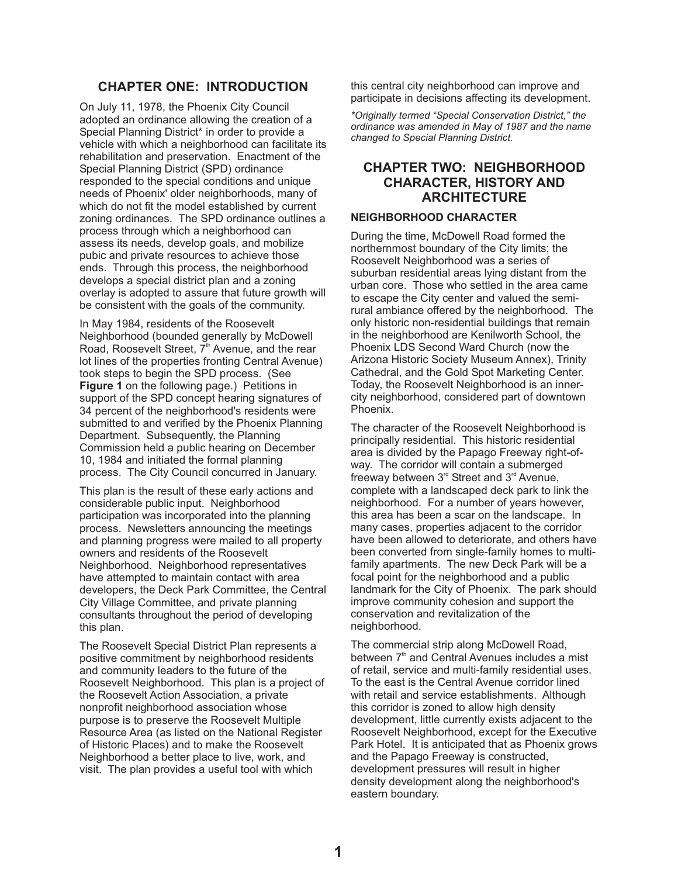## CHAPTER ONE: INTRODUCTION

On July 11, 1978, the Phoenix City Council adopted an ordinance allowing the creation of a Special Planning District* in order to provide a vehicle with which a neighborhood can facilitate its rehabilitation and preservation. Enactment of the Special Planning District (SPD) ordinance responded to the special conditions and unique needs of Phoenix' older neighborhoods, many of which do not fit the model established by current zoning ordinances. The SPD ordinance outlines a process through which a neighborhood can assess its needs, develop goals, and mobilize pubic and private resources to achieve those ends. Through this process, the neighborhood develops a special district plan and a zoning overlay is adopted to assure that future growth will be consistent with the goals of the community.

In May 1984, residents of the Roosevelt Neighborhood (bounded generally by McDowell Road, Roosevelt Street, 7th Avenue, and the rear lot lines of the properties fronting Central Avenue) took steps to begin the SPD process. (See **Figure 1** on the following page.) Petitions in support of the SPD concept hearing signatures of 34 percent of the neighborhood's residents were submitted to and verified by the Phoenix Planning Department. Subsequently, the Planning Commission held a public hearing on December 10, 1984 and initiated the formal planning process. The City Council concurred in January.

This plan is the result of these early actions and considerable public input. Neighborhood participation was incorporated into the planning process. Newsletters announcing the meetings and planning progress were mailed to all property owners and residents of the Roosevelt Neighborhood. Neighborhood representatives have attempted to maintain contact with area developers, the Deck Park Committee, the Central City Village Committee, and private planning consultants throughout the period of developing this plan.

The Roosevelt Special District Plan represents a positive commitment by neighborhood residents and community leaders to the future of the Roosevelt Neighborhood. This plan is a project of the Roosevelt Action Association, a private nonprofit neighborhood association whose purpose is to preserve the Roosevelt Multiple Resource Area (as listed on the National Register of Historic Places) and to make the Roosevelt Neighborhood a better place to live, work, and visit. The plan provides a useful tool with which this central city neighborhood can improve and participate in decisions affecting its development.

*\*Originally termed "Special Conservation District," the ordinance was amended in May of 1987 and the name changed to Special Planning District.*

## CHAPTER TWO: NEIGHBORHOOD CHARACTER, HISTORY AND ARCHITECTURE

### NEIGHBORHOOD CHARACTER

During the time, McDowell Road formed the northernmost boundary of the City limits; the Roosevelt Neighborhood was a series of suburban residential areas lying distant from the urban core. Those who settled in the area came to escape the City center and valued the semi-rural ambiance offered by the neighborhood. The only historic non-residential buildings that remain in the neighborhood are Kenilworth School, the Phoenix LDS Second Ward Church (now the Arizona Historic Society Museum Annex), Trinity Cathedral, and the Gold Spot Marketing Center. Today, the Roosevelt Neighborhood is an inner-city neighborhood, considered part of downtown Phoenix.

The character of the Roosevelt Neighborhood is principally residential. This historic residential area is divided by the Papago Freeway right-of-way. The corridor will contain a submerged freeway between 3rd Street and 3rd Avenue, complete with a landscaped deck park to link the neighborhood. For a number of years however, this area has been a scar on the landscape. In many cases, properties adjacent to the corridor have been allowed to deteriorate, and others have been converted from single-family homes to multi-family apartments. The new Deck Park will be a focal point for the neighborhood and a public landmark for the City of Phoenix. The park should improve community cohesion and support the conservation and revitalization of the neighborhood.

The commercial strip along McDowell Road, between 7th and Central Avenues includes a mist of retail, service and multi-family residential uses. To the east is the Central Avenue corridor lined with retail and service establishments. Although this corridor is zoned to allow high density development, little currently exists adjacent to the Roosevelt Neighborhood, except for the Executive Park Hotel. It is anticipated that as Phoenix grows and the Papago Freeway is constructed, development pressures will result in higher density development along the neighborhood's eastern boundary.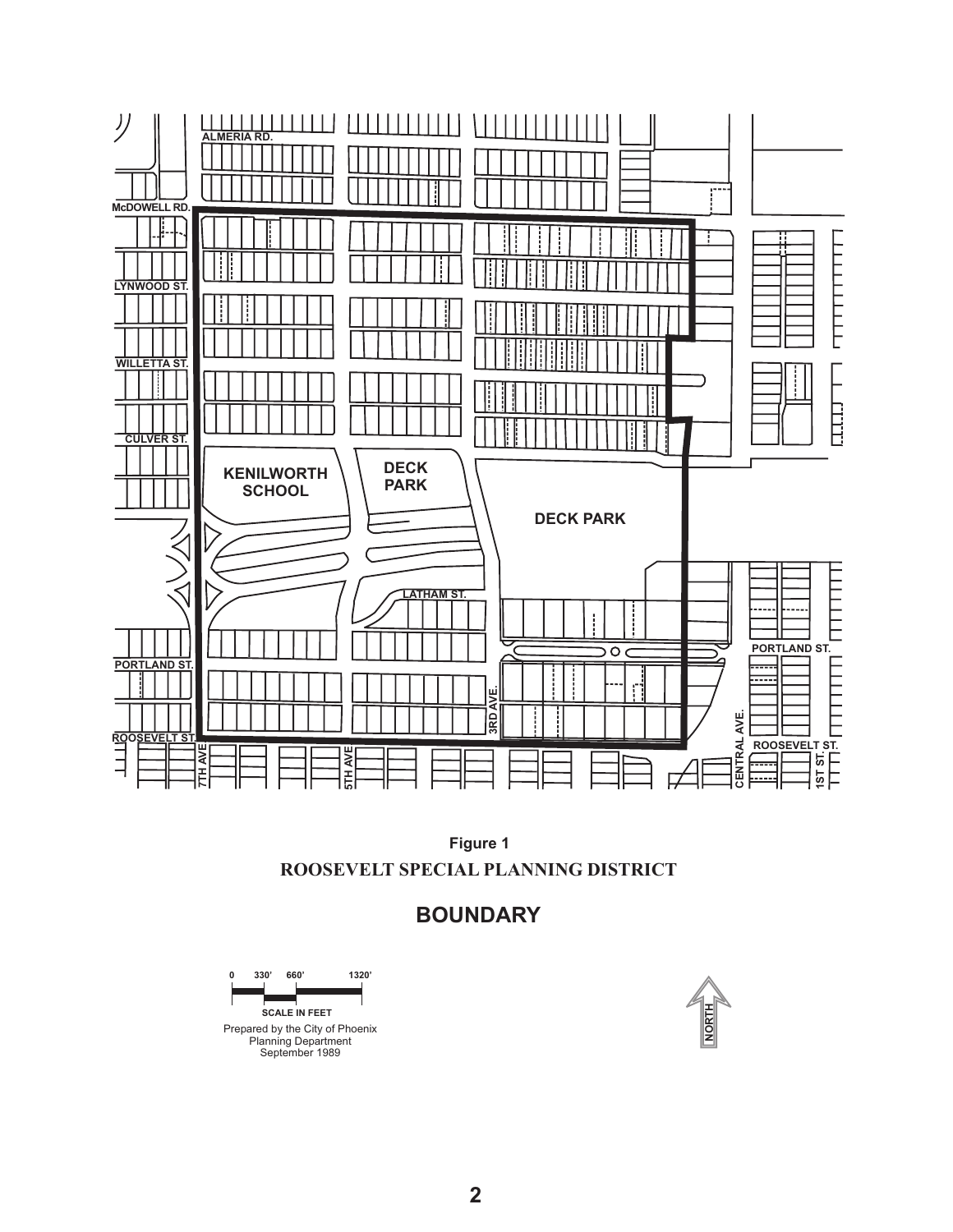Figure 1

**ROOSEVELT SPECIAL PLANNING DISTRICT**

## BOUNDARY

0 330' 660' 1320'

SCALE IN FEET

Prepared by the City of Phoenix
Planning Department
September 1989

NORTH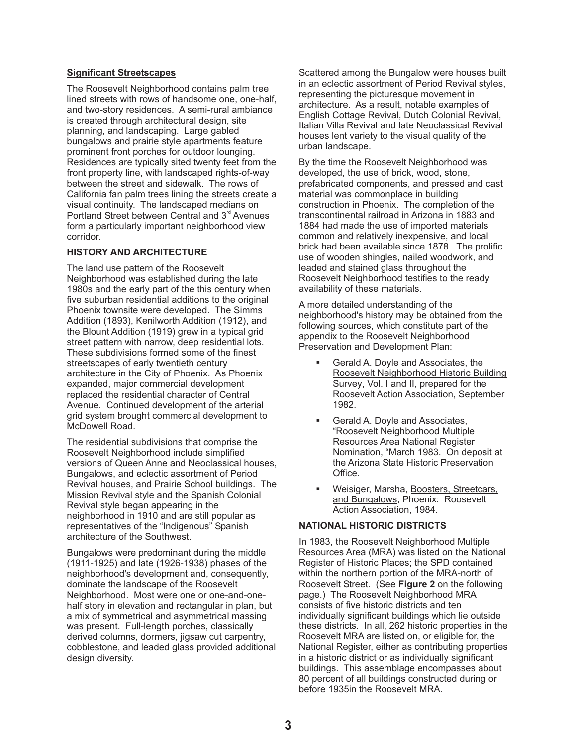**Significant Streetscapes**

The Roosevelt Neighborhood contains palm tree lined streets with rows of handsome one, one-half, and two-story residences. A semi-rural ambiance is created through architectural design, site planning, and landscaping. Large gabled bungalows and prairie style apartments feature prominent front porches for outdoor lounging. Residences are typically sited twenty feet from the front property line, with landscaped rights-of-way between the street and sidewalk. The rows of California fan palm trees lining the streets create a visual continuity. The landscaped medians on Portland Street between Central and 3rd Avenues form a particularly important neighborhood view corridor.

## HISTORY AND ARCHITECTURE

The land use pattern of the Roosevelt Neighborhood was established during the late 1980s and the early part of the this century when five suburban residential additions to the original Phoenix townsite were developed. The Simms Addition (1893), Kenilworth Addition (1912), and the Blount Addition (1919) grew in a typical grid street pattern with narrow, deep residential lots. These subdivisions formed some of the finest streetscapes of early twentieth century architecture in the City of Phoenix. As Phoenix expanded, major commercial development replaced the residential character of Central Avenue. Continued development of the arterial grid system brought commercial development to McDowell Road.

The residential subdivisions that comprise the Roosevelt Neighborhood include simplified versions of Queen Anne and Neoclassical houses, Bungalows, and eclectic assortment of Period Revival houses, and Prairie School buildings. The Mission Revival style and the Spanish Colonial Revival style began appearing in the neighborhood in 1910 and are still popular as representatives of the "Indigenous" Spanish architecture of the Southwest.

Bungalows were predominant during the middle (1911-1925) and late (1926-1938) phases of the neighborhood's development and, consequently, dominate the landscape of the Roosevelt Neighborhood. Most were one or one-and-one-half story in elevation and rectangular in plan, but a mix of symmetrical and asymmetrical massing was present. Full-length porches, classically derived columns, dormers, jigsaw cut carpentry, cobblestone, and leaded glass provided additional design diversity.

Scattered among the Bungalow were houses built in an eclectic assortment of Period Revival styles, representing the picturesque movement in architecture. As a result, notable examples of English Cottage Revival, Dutch Colonial Revival, Italian Villa Revival and late Neoclassical Revival houses lent variety to the visual quality of the urban landscape.

By the time the Roosevelt Neighborhood was developed, the use of brick, wood, stone, prefabricated components, and pressed and cast material was commonplace in building construction in Phoenix. The completion of the transcontinental railroad in Arizona in 1883 and 1884 had made the use of imported materials common and relatively inexpensive, and local brick had been available since 1878. The prolific use of wooden shingles, nailed woodwork, and leaded and stained glass throughout the Roosevelt Neighborhood testifies to the ready availability of these materials.

A more detailed understanding of the neighborhood's history may be obtained from the following sources, which constitute part of the appendix to the Roosevelt Neighborhood Preservation and Development Plan:

- Gerald A. Doyle and Associates, the Roosevelt Neighborhood Historic Building Survey, Vol. I and II, prepared for the Roosevelt Action Association, September 1982.
- Gerald A. Doyle and Associates, "Roosevelt Neighborhood Multiple Resources Area National Register Nomination, "March 1983. On deposit at the Arizona State Historic Preservation Office.
- Weisiger, Marsha, Boosters, Streetcars, and Bungalows, Phoenix: Roosevelt Action Association, 1984.

## NATIONAL HISTORIC DISTRICTS

In 1983, the Roosevelt Neighborhood Multiple Resources Area (MRA) was listed on the National Register of Historic Places; the SPD contained within the northern portion of the MRA-north of Roosevelt Street. (See **Figure 2** on the following page.) The Roosevelt Neighborhood MRA consists of five historic districts and ten individually significant buildings which lie outside these districts. In all, 262 historic properties in the Roosevelt MRA are listed on, or eligible for, the National Register, either as contributing properties in a historic district or as individually significant buildings. This assemblage encompasses about 80 percent of all buildings constructed during or before 1935in the Roosevelt MRA.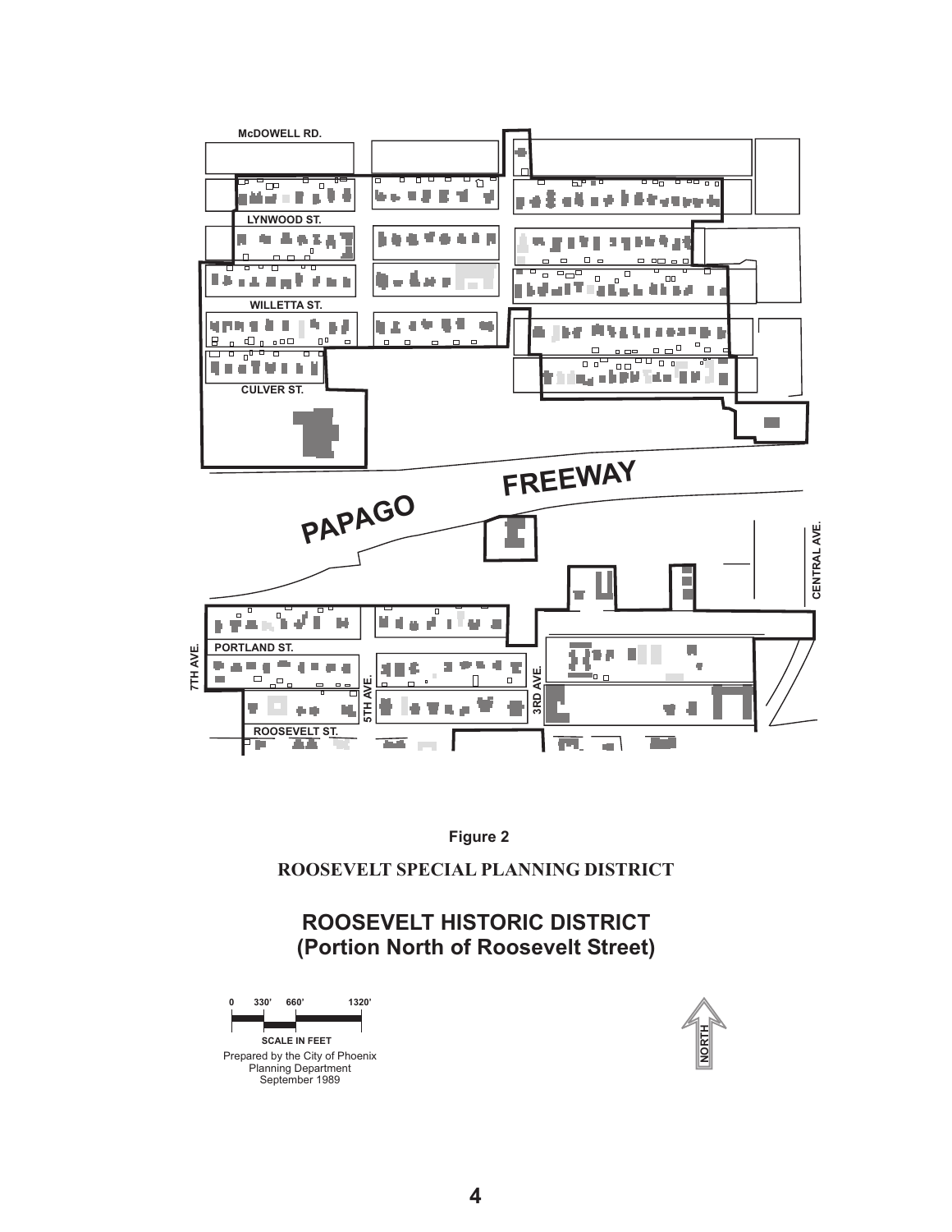**Figure 2**

**ROOSEVELT SPECIAL PLANNING DISTRICT**

## ROOSEVELT HISTORIC DISTRICT (Portion North of Roosevelt Street)

0 330' 660' 1320'

SCALE IN FEET

Prepared by the City of Phoenix Planning Department September 1989

NORTH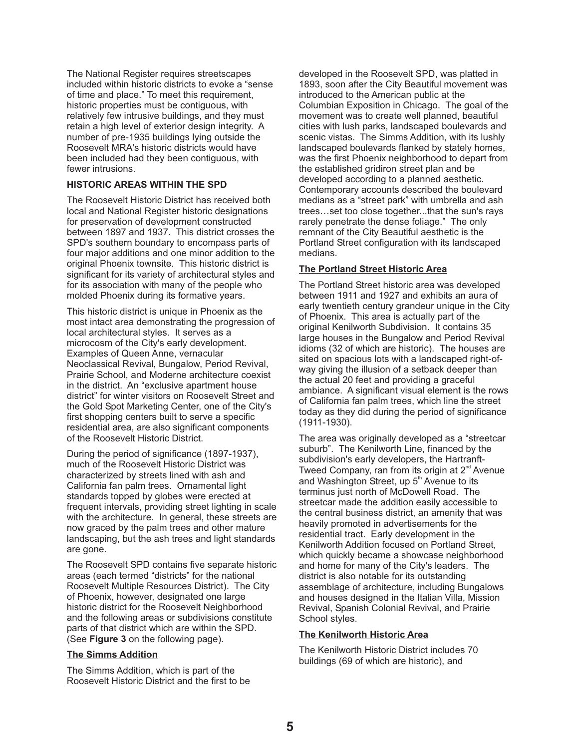The National Register requires streetscapes included within historic districts to evoke a "sense of time and place." To meet this requirement, historic properties must be contiguous, with relatively few intrusive buildings, and they must retain a high level of exterior design integrity. A number of pre-1935 buildings lying outside the Roosevelt MRA's historic districts would have been included had they been contiguous, with fewer intrusions.

### HISTORIC AREAS WITHIN THE SPD

The Roosevelt Historic District has received both local and National Register historic designations for preservation of development constructed between 1897 and 1937. This district crosses the SPD's southern boundary to encompass parts of four major additions and one minor addition to the original Phoenix townsite. This historic district is significant for its variety of architectural styles and for its association with many of the people who molded Phoenix during its formative years.

This historic district is unique in Phoenix as the most intact area demonstrating the progression of local architectural styles. It serves as a microcosm of the City's early development. Examples of Queen Anne, vernacular Neoclassical Revival, Bungalow, Period Revival, Prairie School, and Moderne architecture coexist in the district. An "exclusive apartment house district" for winter visitors on Roosevelt Street and the Gold Spot Marketing Center, one of the City's first shopping centers built to serve a specific residential area, are also significant components of the Roosevelt Historic District.

During the period of significance (1897-1937), much of the Roosevelt Historic District was characterized by streets lined with ash and California fan palm trees. Ornamental light standards topped by globes were erected at frequent intervals, providing street lighting in scale with the architecture. In general, these streets are now graced by the palm trees and other mature landscaping, but the ash trees and light standards are gone.

The Roosevelt SPD contains five separate historic areas (each termed "districts" for the national Roosevelt Multiple Resources District). The City of Phoenix, however, designated one large historic district for the Roosevelt Neighborhood and the following areas or subdivisions constitute parts of that district which are within the SPD. (See **Figure 3** on the following page).

#### The Simms Addition

The Simms Addition, which is part of the Roosevelt Historic District and the first to be developed in the Roosevelt SPD, was platted in 1893, soon after the City Beautiful movement was introduced to the American public at the Columbian Exposition in Chicago. The goal of the movement was to create well planned, beautiful cities with lush parks, landscaped boulevards and scenic vistas. The Simms Addition, with its lushly landscaped boulevards flanked by stately homes, was the first Phoenix neighborhood to depart from the established gridiron street plan and be developed according to a planned aesthetic. Contemporary accounts described the boulevard medians as a "street park" with umbrella and ash trees…set too close together...that the sun's rays rarely penetrate the dense foliage." The only remnant of the City Beautiful aesthetic is the Portland Street configuration with its landscaped medians.

#### The Portland Street Historic Area

The Portland Street historic area was developed between 1911 and 1927 and exhibits an aura of early twentieth century grandeur unique in the City of Phoenix. This area is actually part of the original Kenilworth Subdivision. It contains 35 large houses in the Bungalow and Period Revival idioms (32 of which are historic). The houses are sited on spacious lots with a landscaped right-of-way giving the illusion of a setback deeper than the actual 20 feet and providing a graceful ambiance. A significant visual element is the rows of California fan palm trees, which line the street today as they did during the period of significance (1911-1930).

The area was originally developed as a "streetcar suburb". The Kenilworth Line, financed by the subdivision's early developers, the Hartranft-Tweed Company, ran from its origin at 2nd Avenue and Washington Street, up 5th Avenue to its terminus just north of McDowell Road. The streetcar made the addition easily accessible to the central business district, an amenity that was heavily promoted in advertisements for the residential tract. Early development in the Kenilworth Addition focused on Portland Street, which quickly became a showcase neighborhood and home for many of the City's leaders. The district is also notable for its outstanding assemblage of architecture, including Bungalows and houses designed in the Italian Villa, Mission Revival, Spanish Colonial Revival, and Prairie School styles.

#### The Kenilworth Historic Area

The Kenilworth Historic District includes 70 buildings (69 of which are historic), and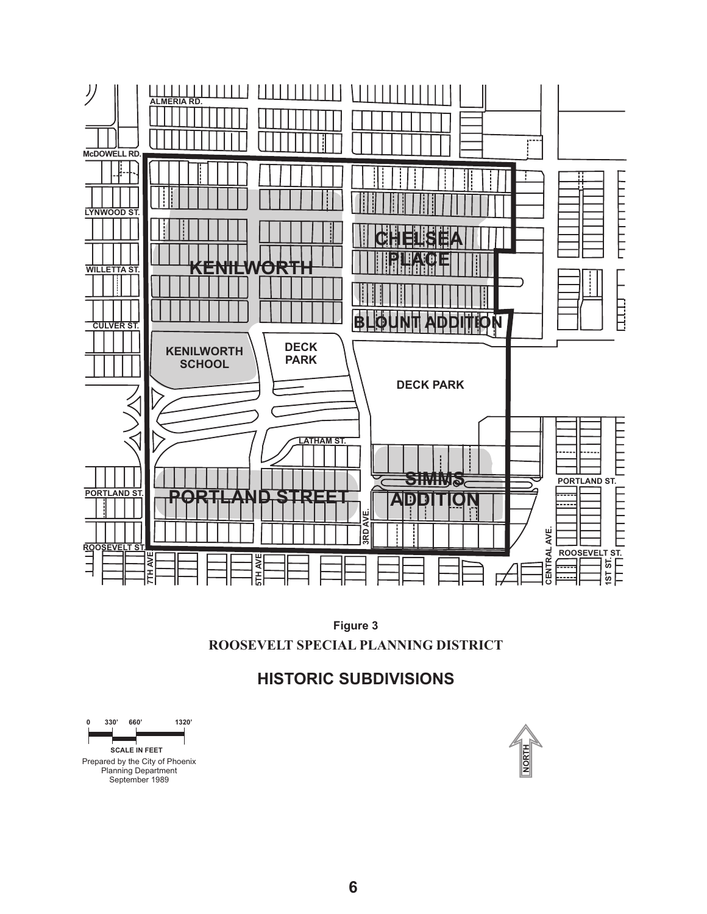**Figure 3**

**ROOSEVELT SPECIAL PLANNING DISTRICT**

## HISTORIC SUBDIVISIONS

0 330' 660' 1320'

SCALE IN FEET

Prepared by the City of Phoenix
Planning Department
September 1989

NORTH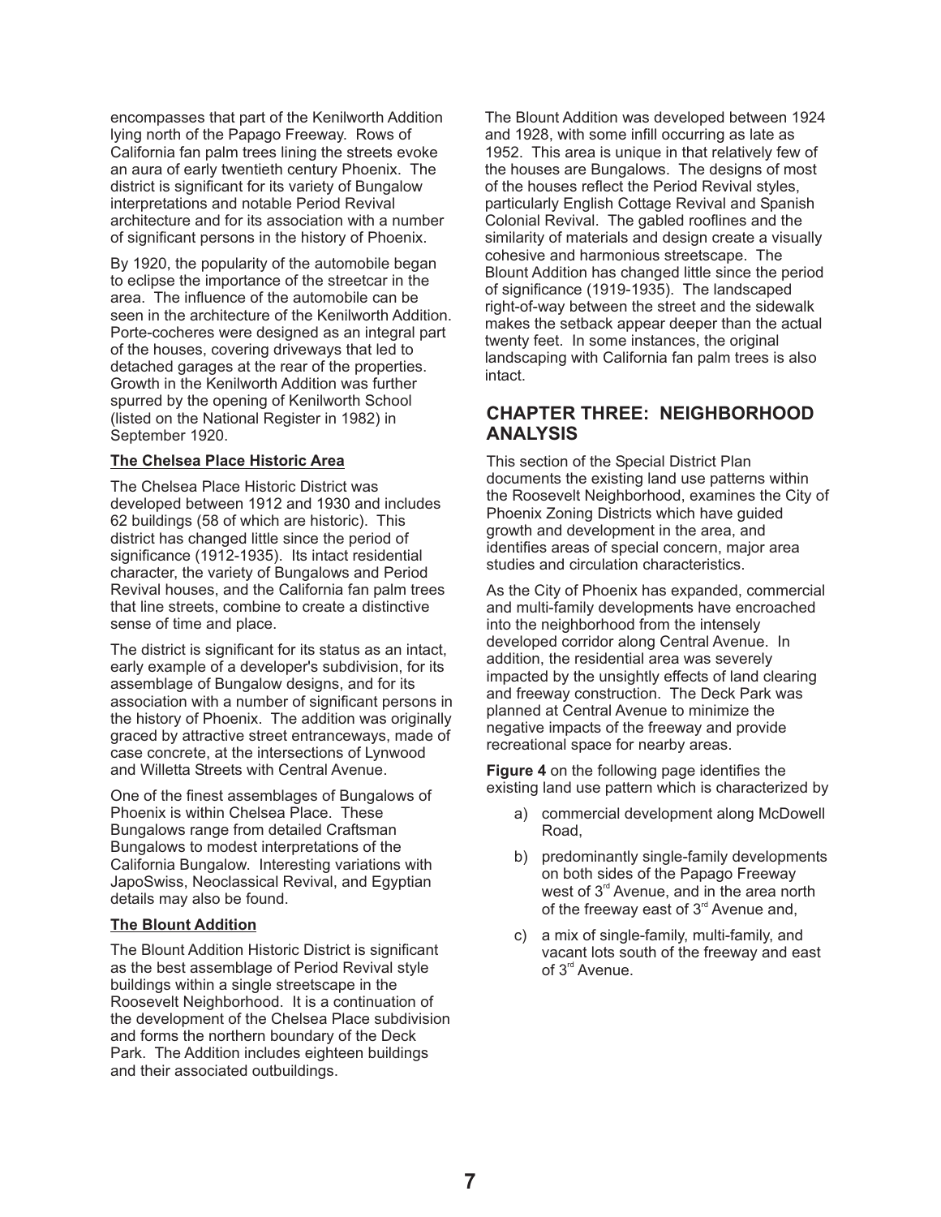encompasses that part of the Kenilworth Addition lying north of the Papago Freeway. Rows of California fan palm trees lining the streets evoke an aura of early twentieth century Phoenix. The district is significant for its variety of Bungalow interpretations and notable Period Revival architecture and for its association with a number of significant persons in the history of Phoenix.

By 1920, the popularity of the automobile began to eclipse the importance of the streetcar in the area. The influence of the automobile can be seen in the architecture of the Kenilworth Addition. Porte-cocheres were designed as an integral part of the houses, covering driveways that led to detached garages at the rear of the properties. Growth in the Kenilworth Addition was further spurred by the opening of Kenilworth School (listed on the National Register in 1982) in September 1920.

**The Chelsea Place Historic Area**

The Chelsea Place Historic District was developed between 1912 and 1930 and includes 62 buildings (58 of which are historic). This district has changed little since the period of significance (1912-1935). Its intact residential character, the variety of Bungalows and Period Revival houses, and the California fan palm trees that line streets, combine to create a distinctive sense of time and place.

The district is significant for its status as an intact, early example of a developer's subdivision, for its assemblage of Bungalow designs, and for its association with a number of significant persons in the history of Phoenix. The addition was originally graced by attractive street entranceways, made of case concrete, at the intersections of Lynwood and Willetta Streets with Central Avenue.

One of the finest assemblages of Bungalows of Phoenix is within Chelsea Place. These Bungalows range from detailed Craftsman Bungalows to modest interpretations of the California Bungalow. Interesting variations with JapoSwiss, Neoclassical Revival, and Egyptian details may also be found.

**The Blount Addition**

The Blount Addition Historic District is significant as the best assemblage of Period Revival style buildings within a single streetscape in the Roosevelt Neighborhood. It is a continuation of the development of the Chelsea Place subdivision and forms the northern boundary of the Deck Park. The Addition includes eighteen buildings and their associated outbuildings.

The Blount Addition was developed between 1924 and 1928, with some infill occurring as late as 1952. This area is unique in that relatively few of the houses are Bungalows. The designs of most of the houses reflect the Period Revival styles, particularly English Cottage Revival and Spanish Colonial Revival. The gabled rooflines and the similarity of materials and design create a visually cohesive and harmonious streetscape. The Blount Addition has changed little since the period of significance (1919-1935). The landscaped right-of-way between the street and the sidewalk makes the setback appear deeper than the actual twenty feet. In some instances, the original landscaping with California fan palm trees is also intact.

## CHAPTER THREE: NEIGHBORHOOD ANALYSIS

This section of the Special District Plan documents the existing land use patterns within the Roosevelt Neighborhood, examines the City of Phoenix Zoning Districts which have guided growth and development in the area, and identifies areas of special concern, major area studies and circulation characteristics.

As the City of Phoenix has expanded, commercial and multi-family developments have encroached into the neighborhood from the intensely developed corridor along Central Avenue. In addition, the residential area was severely impacted by the unsightly effects of land clearing and freeway construction. The Deck Park was planned at Central Avenue to minimize the negative impacts of the freeway and provide recreational space for nearby areas.

**Figure 4** on the following page identifies the existing land use pattern which is characterized by

a) commercial development along McDowell Road,

b) predominantly single-family developments on both sides of the Papago Freeway west of 3rd Avenue, and in the area north of the freeway east of 3rd Avenue and,

c) a mix of single-family, multi-family, and vacant lots south of the freeway and east of 3rd Avenue.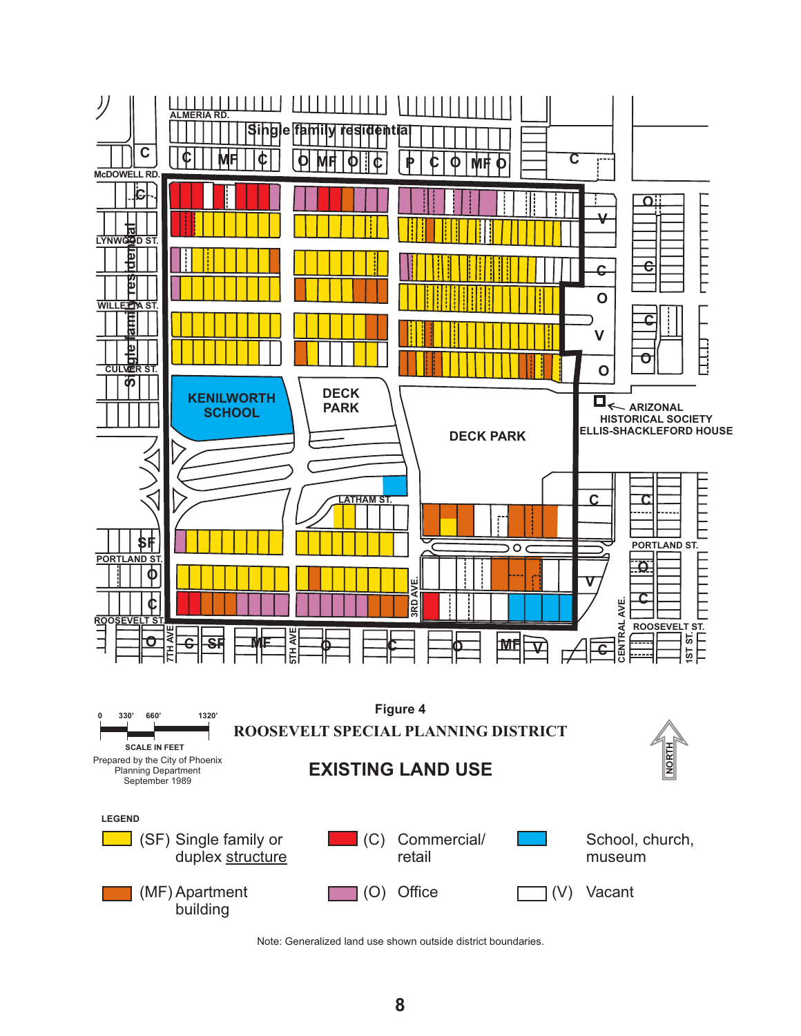**Figure 4**

**ROOSEVELT SPECIAL PLANNING DISTRICT**

**EXISTING LAND USE**

0 330' 660' 1320'

SCALE IN FEET

Prepared by the City of Phoenix Planning Department September 1989

NORTH

**LEGEND**

- (SF) Single family or duplex structure
- (MF) Apartment building
- (C) Commercial/ retail
- (O) Office
- School, church, museum
- (V) Vacant

Note: Generalized land use shown outside district boundaries.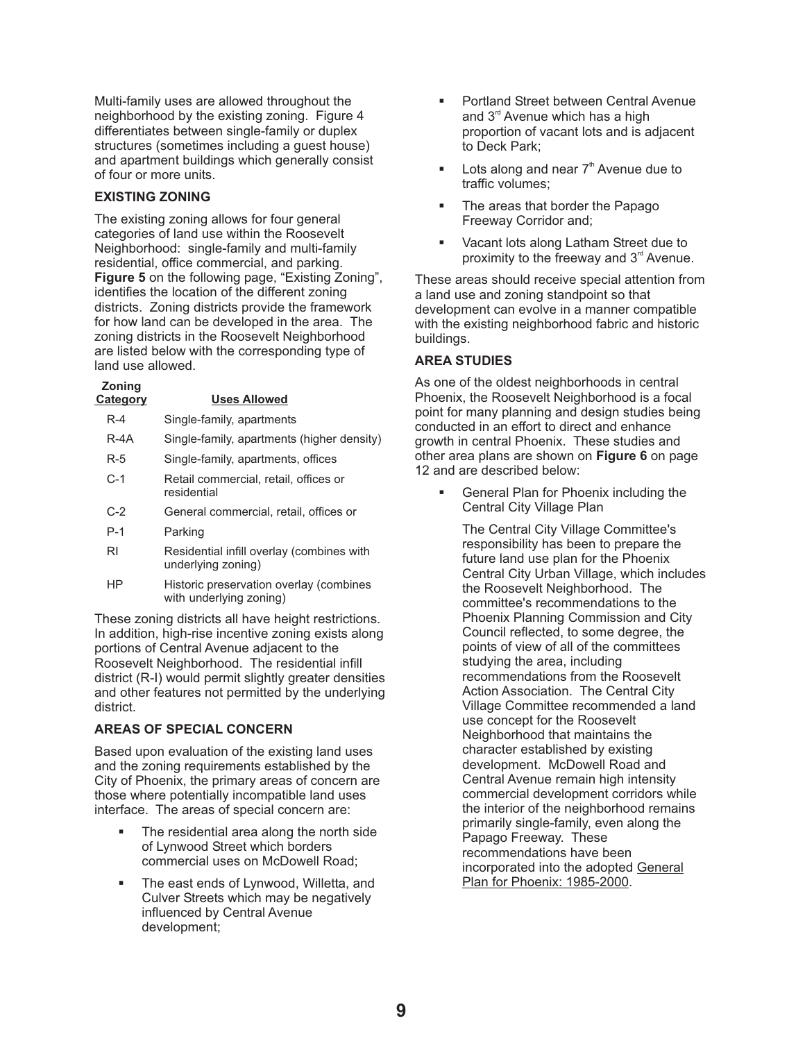Multi-family uses are allowed throughout the neighborhood by the existing zoning. Figure 4 differentiates between single-family or duplex structures (sometimes including a guest house) and apartment buildings which generally consist of four or more units.

### EXISTING ZONING

The existing zoning allows for four general categories of land use within the Roosevelt Neighborhood: single-family and multi-family residential, office commercial, and parking. **Figure 5** on the following page, "Existing Zoning", identifies the location of the different zoning districts. Zoning districts provide the framework for how land can be developed in the area. The zoning districts in the Roosevelt Neighborhood are listed below with the corresponding type of land use allowed.

| Zoning Category | Uses Allowed |
|---|---|
| R-4 | Single-family, apartments |
| R-4A | Single-family, apartments (higher density) |
| R-5 | Single-family, apartments, offices |
| C-1 | Retail commercial, retail, offices or residential |
| C-2 | General commercial, retail, offices or |
| P-1 | Parking |
| RI | Residential infill overlay (combines with underlying zoning) |
| HP | Historic preservation overlay (combines with underlying zoning) |

These zoning districts all have height restrictions. In addition, high-rise incentive zoning exists along portions of Central Avenue adjacent to the Roosevelt Neighborhood. The residential infill district (R-I) would permit slightly greater densities and other features not permitted by the underlying district.

### AREAS OF SPECIAL CONCERN

Based upon evaluation of the existing land uses and the zoning requirements established by the City of Phoenix, the primary areas of concern are those where potentially incompatible land uses interface. The areas of special concern are:

- The residential area along the north side of Lynwood Street which borders commercial uses on McDowell Road;
- The east ends of Lynwood, Willetta, and Culver Streets which may be negatively influenced by Central Avenue development;
- Portland Street between Central Avenue and 3rd Avenue which has a high proportion of vacant lots and is adjacent to Deck Park;
- Lots along and near 7th Avenue due to traffic volumes;
- The areas that border the Papago Freeway Corridor and;
- Vacant lots along Latham Street due to proximity to the freeway and 3rd Avenue.

These areas should receive special attention from a land use and zoning standpoint so that development can evolve in a manner compatible with the existing neighborhood fabric and historic buildings.

### AREA STUDIES

As one of the oldest neighborhoods in central Phoenix, the Roosevelt Neighborhood is a focal point for many planning and design studies being conducted in an effort to direct and enhance growth in central Phoenix. These studies and other area plans are shown on **Figure 6** on page 12 and are described below:

- General Plan for Phoenix including the Central City Village Plan

  The Central City Village Committee's responsibility has been to prepare the future land use plan for the Phoenix Central City Urban Village, which includes the Roosevelt Neighborhood. The committee's recommendations to the Phoenix Planning Commission and City Council reflected, to some degree, the points of view of all of the committees studying the area, including recommendations from the Roosevelt Action Association. The Central City Village Committee recommended a land use concept for the Roosevelt Neighborhood that maintains the character established by existing development. McDowell Road and Central Avenue remain high intensity commercial development corridors while the interior of the neighborhood remains primarily single-family, even along the Papago Freeway. These recommendations have been incorporated into the adopted General Plan for Phoenix: 1985-2000.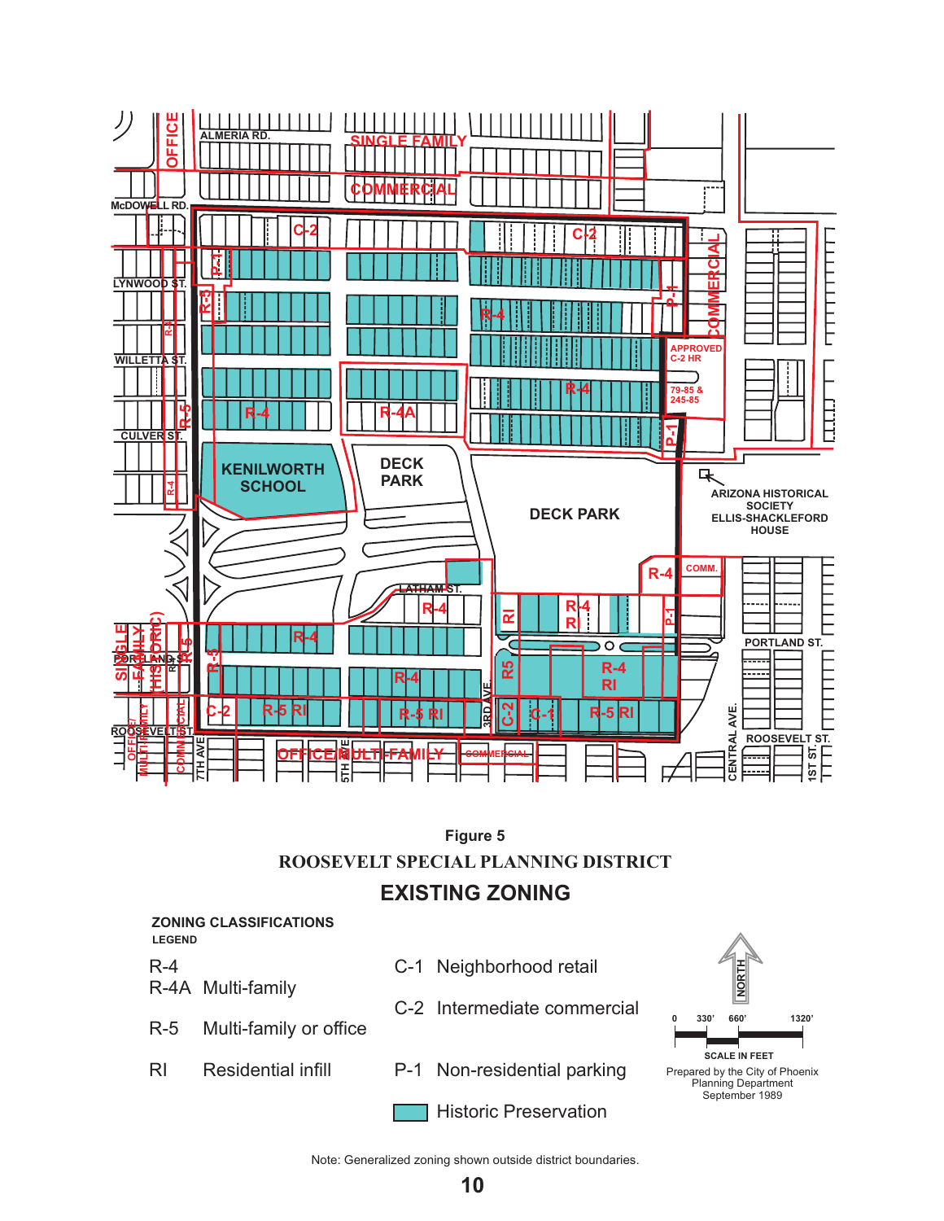Figure 5

ROOSEVELT SPECIAL PLANNING DISTRICT

## EXISTING ZONING

**ZONING CLASSIFICATIONS**
**LEGEND**

| | | | |
|---|---|---|---|
| R-4 R-4A | Multi-family | C-1 | Neighborhood retail |
| R-5 | Multi-family or office | C-2 | Intermediate commercial |
| RI | Residential infill | P-1 | Non-residential parking |
| | | | Historic Preservation |

SCALE IN FEET: 0, 330', 660', 1320'

Prepared by the City of Phoenix Planning Department September 1989

Note: Generalized zoning shown outside district boundaries.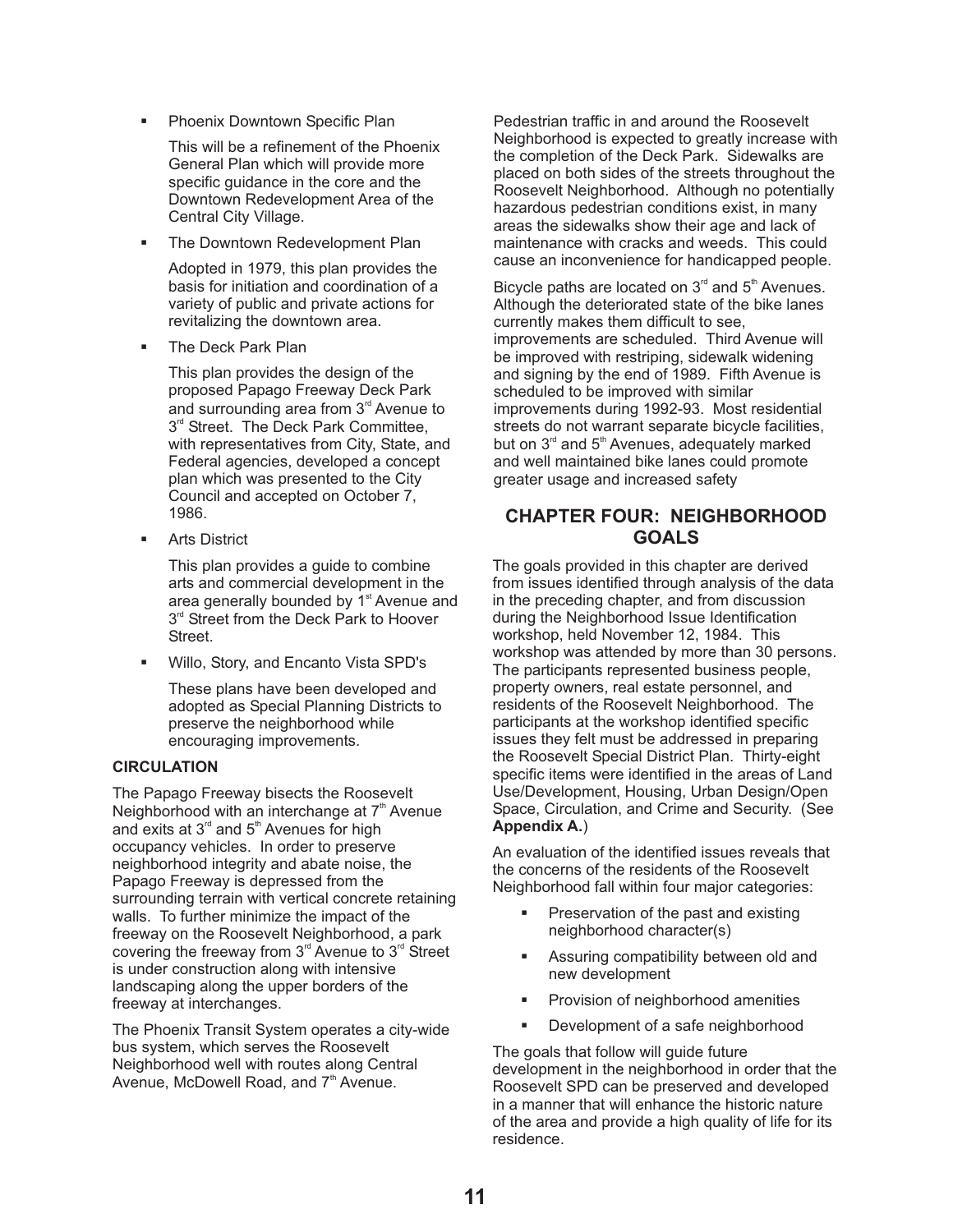- Phoenix Downtown Specific Plan

  This will be a refinement of the Phoenix General Plan which will provide more specific guidance in the core and the Downtown Redevelopment Area of the Central City Village.

- The Downtown Redevelopment Plan

  Adopted in 1979, this plan provides the basis for initiation and coordination of a variety of public and private actions for revitalizing the downtown area.

- The Deck Park Plan

  This plan provides the design of the proposed Papago Freeway Deck Park and surrounding area from 3rd Avenue to 3rd Street. The Deck Park Committee, with representatives from City, State, and Federal agencies, developed a concept plan which was presented to the City Council and accepted on October 7, 1986.

- Arts District

  This plan provides a guide to combine arts and commercial development in the area generally bounded by 1st Avenue and 3rd Street from the Deck Park to Hoover Street.

- Willo, Story, and Encanto Vista SPD's

  These plans have been developed and adopted as Special Planning Districts to preserve the neighborhood while encouraging improvements.

**CIRCULATION**

The Papago Freeway bisects the Roosevelt Neighborhood with an interchange at 7th Avenue and exits at 3rd and 5th Avenues for high occupancy vehicles. In order to preserve neighborhood integrity and abate noise, the Papago Freeway is depressed from the surrounding terrain with vertical concrete retaining walls. To further minimize the impact of the freeway on the Roosevelt Neighborhood, a park covering the freeway from 3rd Avenue to 3rd Street is under construction along with intensive landscaping along the upper borders of the freeway at interchanges.

The Phoenix Transit System operates a city-wide bus system, which serves the Roosevelt Neighborhood well with routes along Central Avenue, McDowell Road, and 7th Avenue.

Pedestrian traffic in and around the Roosevelt Neighborhood is expected to greatly increase with the completion of the Deck Park. Sidewalks are placed on both sides of the streets throughout the Roosevelt Neighborhood. Although no potentially hazardous pedestrian conditions exist, in many areas the sidewalks show their age and lack of maintenance with cracks and weeds. This could cause an inconvenience for handicapped people.

Bicycle paths are located on 3rd and 5th Avenues. Although the deteriorated state of the bike lanes currently makes them difficult to see, improvements are scheduled. Third Avenue will be improved with restriping, sidewalk widening and signing by the end of 1989. Fifth Avenue is scheduled to be improved with similar improvements during 1992-93. Most residential streets do not warrant separate bicycle facilities, but on 3rd and 5th Avenues, adequately marked and well maintained bike lanes could promote greater usage and increased safety

## CHAPTER FOUR: NEIGHBORHOOD GOALS

The goals provided in this chapter are derived from issues identified through analysis of the data in the preceding chapter, and from discussion during the Neighborhood Issue Identification workshop, held November 12, 1984. This workshop was attended by more than 30 persons. The participants represented business people, property owners, real estate personnel, and residents of the Roosevelt Neighborhood. The participants at the workshop identified specific issues they felt must be addressed in preparing the Roosevelt Special District Plan. Thirty-eight specific items were identified in the areas of Land Use/Development, Housing, Urban Design/Open Space, Circulation, and Crime and Security. (See **Appendix A.**)

An evaluation of the identified issues reveals that the concerns of the residents of the Roosevelt Neighborhood fall within four major categories:

- Preservation of the past and existing neighborhood character(s)
- Assuring compatibility between old and new development
- Provision of neighborhood amenities
- Development of a safe neighborhood

The goals that follow will guide future development in the neighborhood in order that the Roosevelt SPD can be preserved and developed in a manner that will enhance the historic nature of the area and provide a high quality of life for its residence.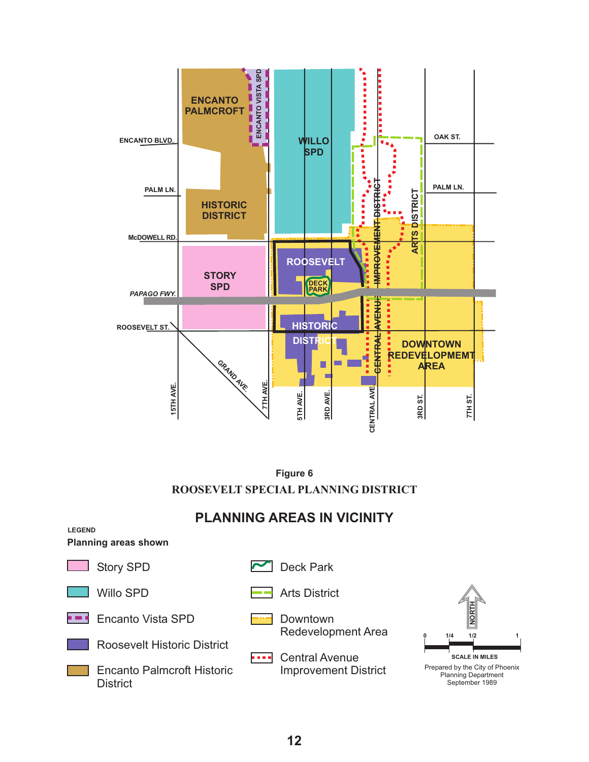**Figure 6**

**ROOSEVELT SPECIAL PLANNING DISTRICT**

## PLANNING AREAS IN VICINITY

LEGEND

**Planning areas shown**

- Story SPD
- Willo SPD
- Encanto Vista SPD
- Roosevelt Historic District
- Encanto Palmcroft Historic District
- Deck Park
- Arts District
- Downtown Redevelopment Area
- Central Avenue Improvement District

SCALE IN MILES

Prepared by the City of Phoenix Planning Department September 1989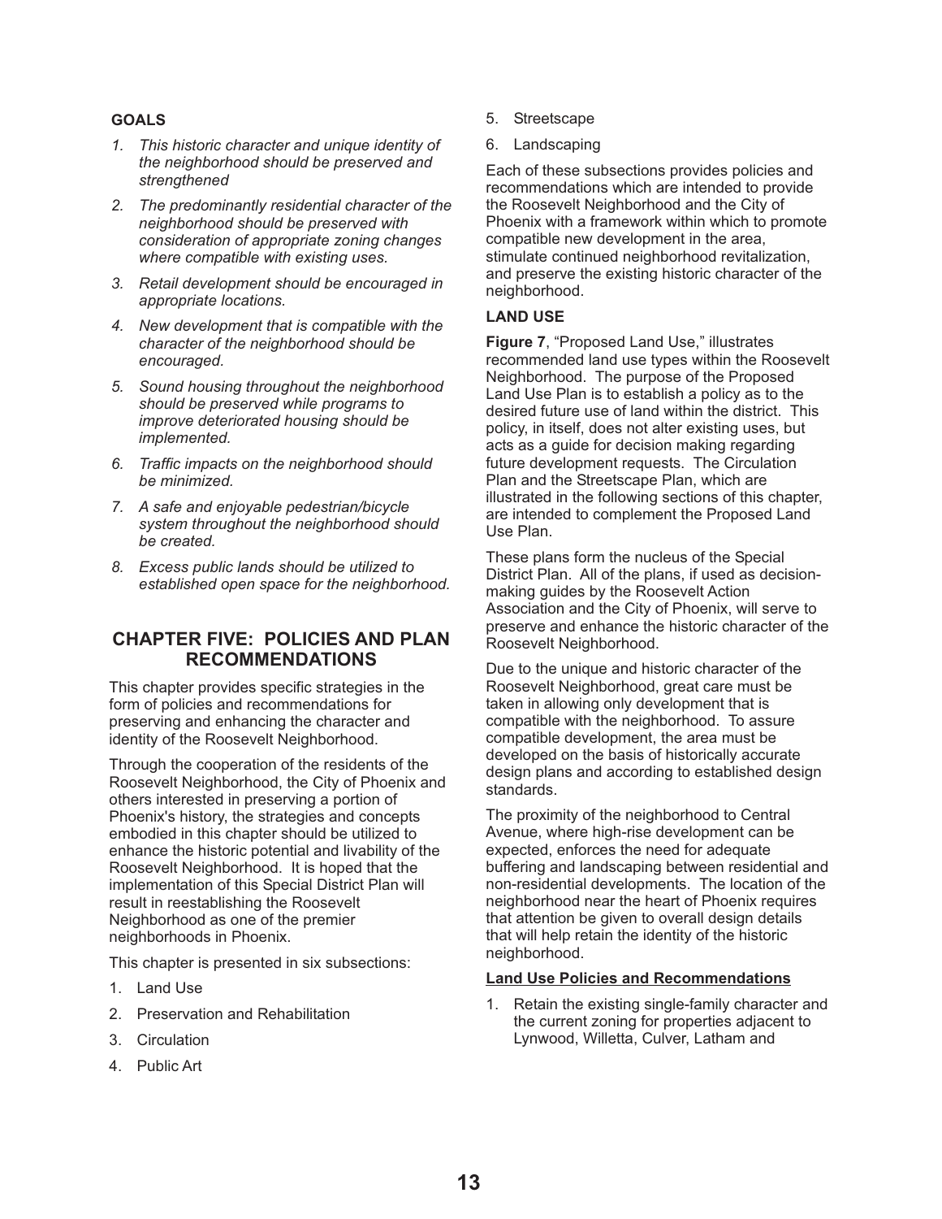### GOALS

1. *This historic character and unique identity of the neighborhood should be preserved and strengthened*
2. *The predominantly residential character of the neighborhood should be preserved with consideration of appropriate zoning changes where compatible with existing uses.*
3. *Retail development should be encouraged in appropriate locations.*
4. *New development that is compatible with the character of the neighborhood should be encouraged.*
5. *Sound housing throughout the neighborhood should be preserved while programs to improve deteriorated housing should be implemented.*
6. *Traffic impacts on the neighborhood should be minimized.*
7. *A safe and enjoyable pedestrian/bicycle system throughout the neighborhood should be created.*
8. *Excess public lands should be utilized to established open space for the neighborhood.*

## CHAPTER FIVE: POLICIES AND PLAN RECOMMENDATIONS

This chapter provides specific strategies in the form of policies and recommendations for preserving and enhancing the character and identity of the Roosevelt Neighborhood.

Through the cooperation of the residents of the Roosevelt Neighborhood, the City of Phoenix and others interested in preserving a portion of Phoenix's history, the strategies and concepts embodied in this chapter should be utilized to enhance the historic potential and livability of the Roosevelt Neighborhood. It is hoped that the implementation of this Special District Plan will result in reestablishing the Roosevelt Neighborhood as one of the premier neighborhoods in Phoenix.

This chapter is presented in six subsections:

1. Land Use
2. Preservation and Rehabilitation
3. Circulation
4. Public Art
5. Streetscape
6. Landscaping

Each of these subsections provides policies and recommendations which are intended to provide the Roosevelt Neighborhood and the City of Phoenix with a framework within which to promote compatible new development in the area, stimulate continued neighborhood revitalization, and preserve the existing historic character of the neighborhood.

### LAND USE

**Figure 7**, "Proposed Land Use," illustrates recommended land use types within the Roosevelt Neighborhood. The purpose of the Proposed Land Use Plan is to establish a policy as to the desired future use of land within the district. This policy, in itself, does not alter existing uses, but acts as a guide for decision making regarding future development requests. The Circulation Plan and the Streetscape Plan, which are illustrated in the following sections of this chapter, are intended to complement the Proposed Land Use Plan.

These plans form the nucleus of the Special District Plan. All of the plans, if used as decision-making guides by the Roosevelt Action Association and the City of Phoenix, will serve to preserve and enhance the historic character of the Roosevelt Neighborhood.

Due to the unique and historic character of the Roosevelt Neighborhood, great care must be taken in allowing only development that is compatible with the neighborhood. To assure compatible development, the area must be developed on the basis of historically accurate design plans and according to established design standards.

The proximity of the neighborhood to Central Avenue, where high-rise development can be expected, enforces the need for adequate buffering and landscaping between residential and non-residential developments. The location of the neighborhood near the heart of Phoenix requires that attention be given to overall design details that will help retain the identity of the historic neighborhood.

#### Land Use Policies and Recommendations

1. Retain the existing single-family character and the current zoning for properties adjacent to Lynwood, Willetta, Culver, Latham and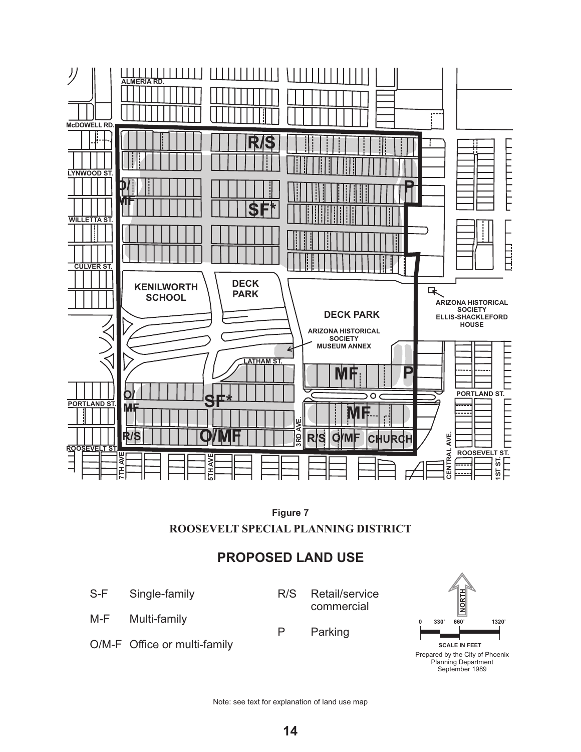**Figure 7**

**ROOSEVELT SPECIAL PLANNING DISTRICT**

## PROPOSED LAND USE

- S-F Single-family
- M-F Multi-family
- O/M-F Office or multi-family
- R/S Retail/service commercial
- P Parking

SCALE IN FEET: 0, 330', 660', 1320'

NORTH

Prepared by the City of Phoenix Planning Department September 1989

Note: see text for explanation of land use map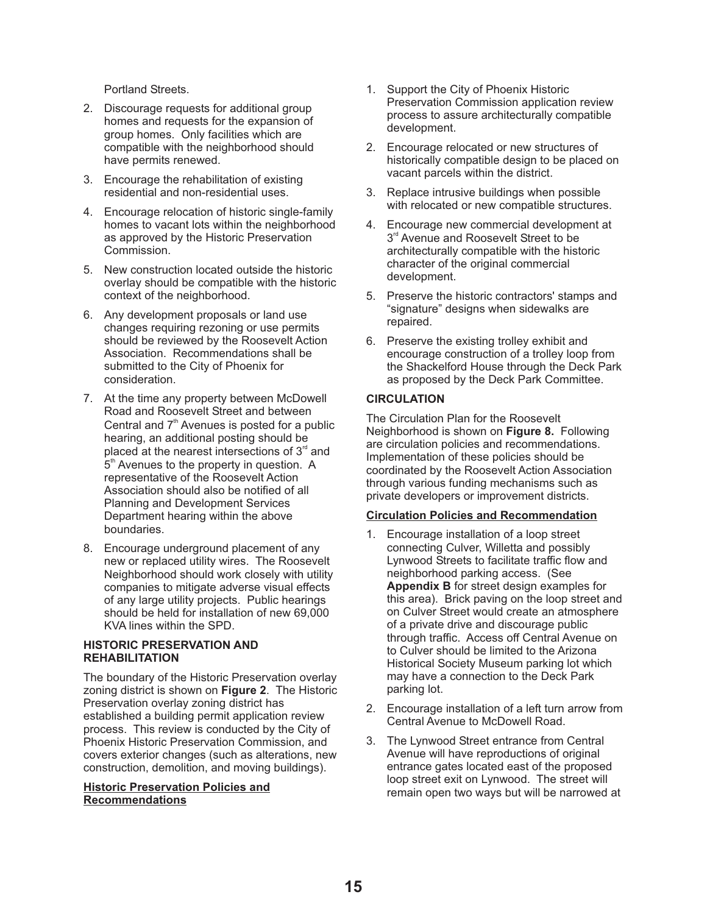Portland Streets.

2. Discourage requests for additional group homes and requests for the expansion of group homes. Only facilities which are compatible with the neighborhood should have permits renewed.
3. Encourage the rehabilitation of existing residential and non-residential uses.
4. Encourage relocation of historic single-family homes to vacant lots within the neighborhood as approved by the Historic Preservation Commission.
5. New construction located outside the historic overlay should be compatible with the historic context of the neighborhood.
6. Any development proposals or land use changes requiring rezoning or use permits should be reviewed by the Roosevelt Action Association. Recommendations shall be submitted to the City of Phoenix for consideration.
7. At the time any property between McDowell Road and Roosevelt Street and between Central and 7th Avenues is posted for a public hearing, an additional posting should be placed at the nearest intersections of 3rd and 5th Avenues to the property in question. A representative of the Roosevelt Action Association should also be notified of all Planning and Development Services Department hearing within the above boundaries.
8. Encourage underground placement of any new or replaced utility wires. The Roosevelt Neighborhood should work closely with utility companies to mitigate adverse visual effects of any large utility projects. Public hearings should be held for installation of new 69,000 KVA lines within the SPD.

### HISTORIC PRESERVATION AND REHABILITATION

The boundary of the Historic Preservation overlay zoning district is shown on **Figure 2**. The Historic Preservation overlay zoning district has established a building permit application review process. This review is conducted by the City of Phoenix Historic Preservation Commission, and covers exterior changes (such as alterations, new construction, demolition, and moving buildings).

**Historic Preservation Policies and Recommendations**

1. Support the City of Phoenix Historic Preservation Commission application review process to assure architecturally compatible development.
2. Encourage relocated or new structures of historically compatible design to be placed on vacant parcels within the district.
3. Replace intrusive buildings when possible with relocated or new compatible structures.
4. Encourage new commercial development at 3rd Avenue and Roosevelt Street to be architecturally compatible with the historic character of the original commercial development.
5. Preserve the historic contractors' stamps and "signature" designs when sidewalks are repaired.
6. Preserve the existing trolley exhibit and encourage construction of a trolley loop from the Shackelford House through the Deck Park as proposed by the Deck Park Committee.

### CIRCULATION

The Circulation Plan for the Roosevelt Neighborhood is shown on **Figure 8.** Following are circulation policies and recommendations. Implementation of these policies should be coordinated by the Roosevelt Action Association through various funding mechanisms such as private developers or improvement districts.

**Circulation Policies and Recommendation**

1. Encourage installation of a loop street connecting Culver, Willetta and possibly Lynwood Streets to facilitate traffic flow and neighborhood parking access. (See **Appendix B** for street design examples for this area). Brick paving on the loop street and on Culver Street would create an atmosphere of a private drive and discourage public through traffic. Access off Central Avenue on to Culver should be limited to the Arizona Historical Society Museum parking lot which may have a connection to the Deck Park parking lot.
2. Encourage installation of a left turn arrow from Central Avenue to McDowell Road.
3. The Lynwood Street entrance from Central Avenue will have reproductions of original entrance gates located east of the proposed loop street exit on Lynwood. The street will remain open two ways but will be narrowed at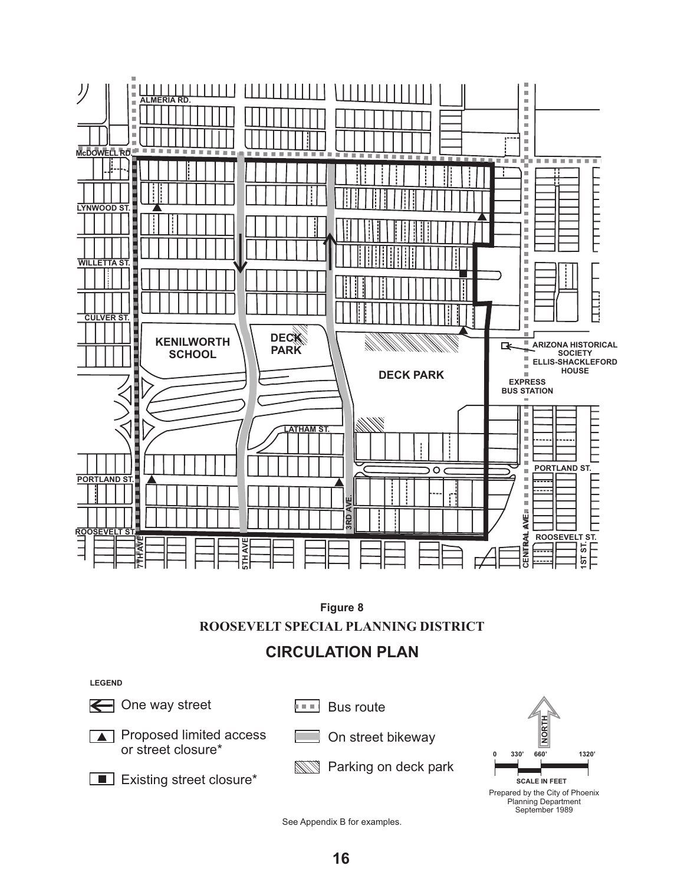ALMERIA RD.

McDOWELL RD.

LYNWOOD ST.

WILLETTA ST.

CULVER ST.

KENILWORTH SCHOOL

DECK PARK

DECK PARK

ARIZONA HISTORICAL SOCIETY ELLIS-SHACKLEFORD HOUSE

EXPRESS BUS STATION

LATHAM ST.

PORTLAND ST.

PORTLAND ST.

ROOSEVELT ST.

ROOSEVELT ST.

7TH AVE

5TH AVE

3RD AVE.

CENTRAL AVE.

1ST ST.

**Figure 8**

**ROOSEVELT SPECIAL PLANNING DISTRICT**

## CIRCULATION PLAN

**LEGEND**

- One way street
- Proposed limited access or street closure*
- Existing street closure*
- Bus route
- On street bikeway
- Parking on deck park

NORTH

0 330' 660' 1320'

SCALE IN FEET

Prepared by the City of Phoenix Planning Department September 1989

See Appendix B for examples.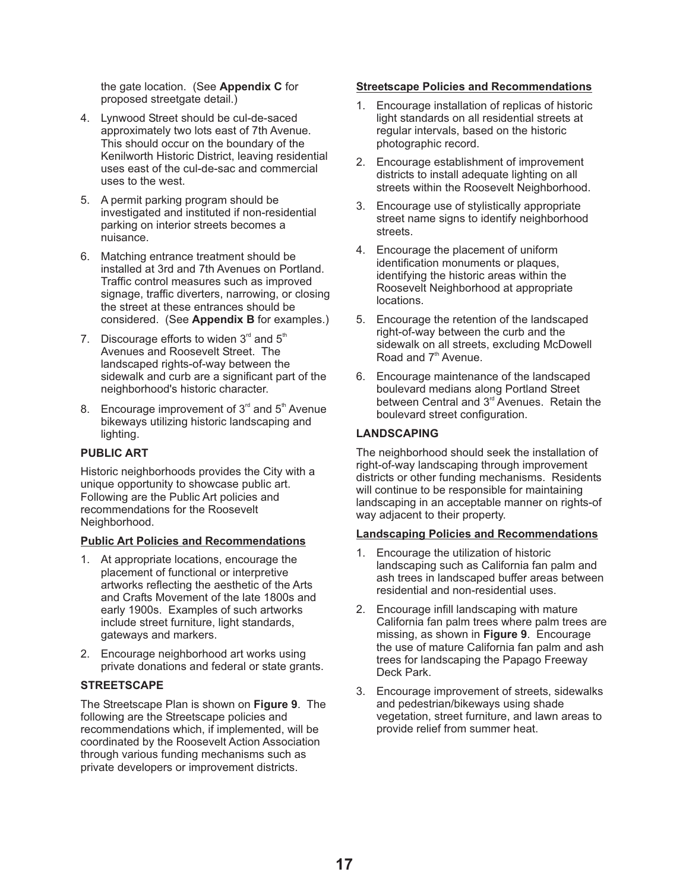the gate location. (See **Appendix C** for proposed streetgate detail.)

4. Lynwood Street should be cul-de-saced approximately two lots east of 7th Avenue. This should occur on the boundary of the Kenilworth Historic District, leaving residential uses east of the cul-de-sac and commercial uses to the west.
5. A permit parking program should be investigated and instituted if non-residential parking on interior streets becomes a nuisance.
6. Matching entrance treatment should be installed at 3rd and 7th Avenues on Portland. Traffic control measures such as improved signage, traffic diverters, narrowing, or closing the street at these entrances should be considered. (See **Appendix B** for examples.)
7. Discourage efforts to widen 3rd and 5th Avenues and Roosevelt Street. The landscaped rights-of-way between the sidewalk and curb are a significant part of the neighborhood's historic character.
8. Encourage improvement of 3rd and 5th Avenue bikeways utilizing historic landscaping and lighting.

### PUBLIC ART

Historic neighborhoods provides the City with a unique opportunity to showcase public art. Following are the Public Art policies and recommendations for the Roosevelt Neighborhood.

#### Public Art Policies and Recommendations

1. At appropriate locations, encourage the placement of functional or interpretive artworks reflecting the aesthetic of the Arts and Crafts Movement of the late 1800s and early 1900s. Examples of such artworks include street furniture, light standards, gateways and markers.
2. Encourage neighborhood art works using private donations and federal or state grants.

### STREETSCAPE

The Streetscape Plan is shown on **Figure 9**. The following are the Streetscape policies and recommendations which, if implemented, will be coordinated by the Roosevelt Action Association through various funding mechanisms such as private developers or improvement districts.

#### Streetscape Policies and Recommendations

1. Encourage installation of replicas of historic light standards on all residential streets at regular intervals, based on the historic photographic record.
2. Encourage establishment of improvement districts to install adequate lighting on all streets within the Roosevelt Neighborhood.
3. Encourage use of stylistically appropriate street name signs to identify neighborhood streets.
4. Encourage the placement of uniform identification monuments or plaques, identifying the historic areas within the Roosevelt Neighborhood at appropriate locations.
5. Encourage the retention of the landscaped right-of-way between the curb and the sidewalk on all streets, excluding McDowell Road and 7th Avenue.
6. Encourage maintenance of the landscaped boulevard medians along Portland Street between Central and 3rd Avenues. Retain the boulevard street configuration.

### LANDSCAPING

The neighborhood should seek the installation of right-of-way landscaping through improvement districts or other funding mechanisms. Residents will continue to be responsible for maintaining landscaping in an acceptable manner on rights-of way adjacent to their property.

#### Landscaping Policies and Recommendations

1. Encourage the utilization of historic landscaping such as California fan palm and ash trees in landscaped buffer areas between residential and non-residential uses.
2. Encourage infill landscaping with mature California fan palm trees where palm trees are missing, as shown in **Figure 9**. Encourage the use of mature California fan palm and ash trees for landscaping the Papago Freeway Deck Park.
3. Encourage improvement of streets, sidewalks and pedestrian/bikeways using shade vegetation, street furniture, and lawn areas to provide relief from summer heat.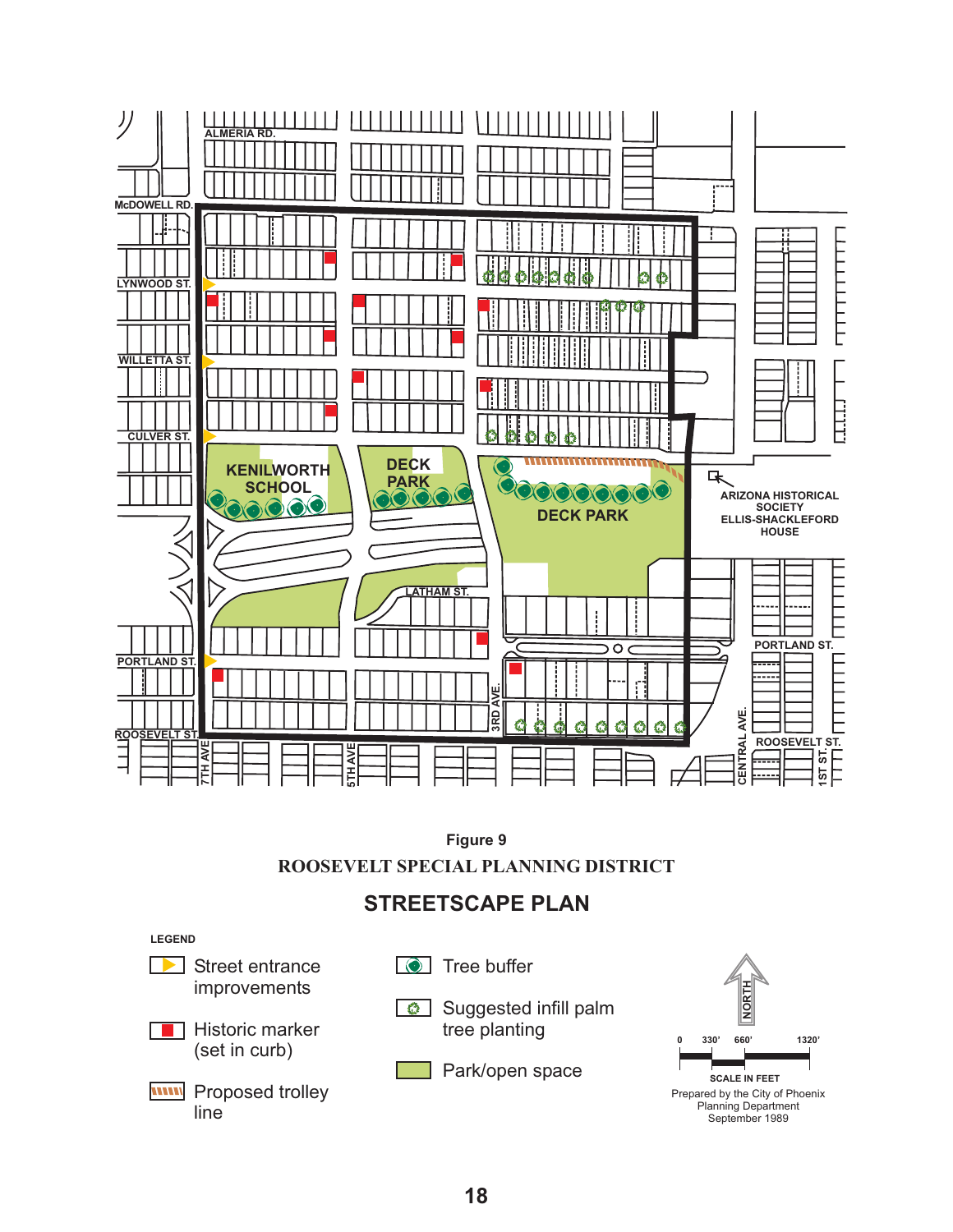Figure 9

ROOSEVELT SPECIAL PLANNING DISTRICT

## STREETSCAPE PLAN

LEGEND

- Street entrance improvements
- Historic marker (set in curb)
- Proposed trolley line
- Tree buffer
- Suggested infill palm tree planting
- Park/open space

SCALE IN FEET: 0, 330', 660', 1320'

Prepared by the City of Phoenix Planning Department September 1989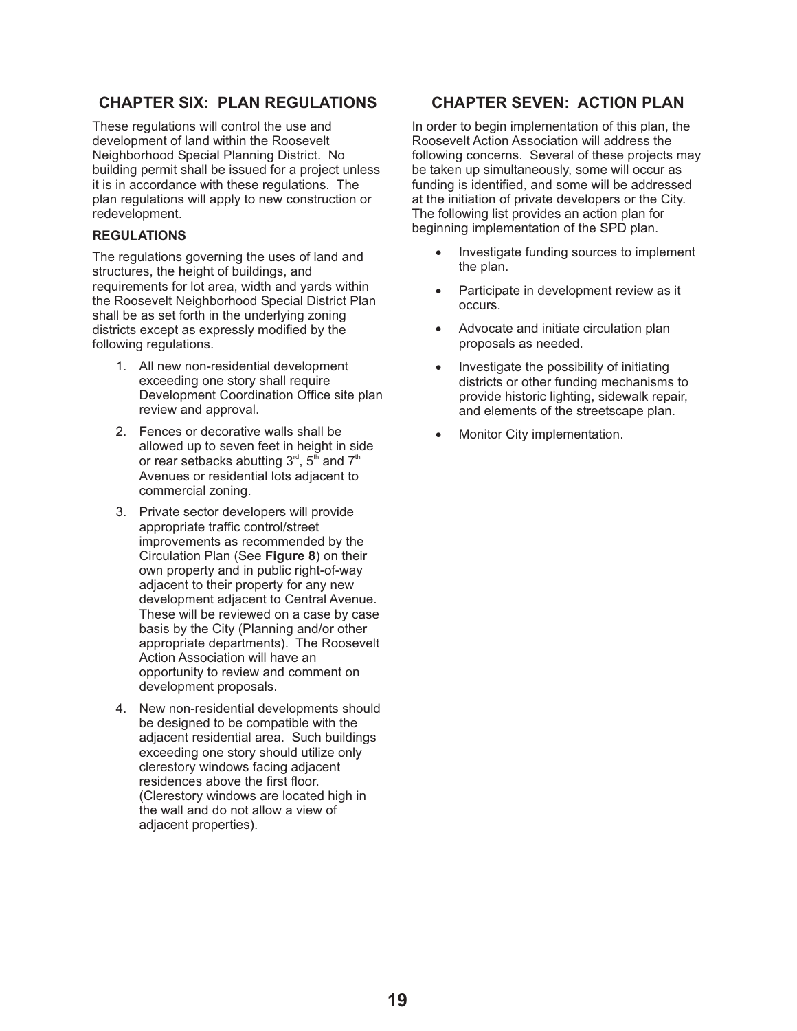## CHAPTER SIX: PLAN REGULATIONS

These regulations will control the use and development of land within the Roosevelt Neighborhood Special Planning District. No building permit shall be issued for a project unless it is in accordance with these regulations. The plan regulations will apply to new construction or redevelopment.

### REGULATIONS

The regulations governing the uses of land and structures, the height of buildings, and requirements for lot area, width and yards within the Roosevelt Neighborhood Special District Plan shall be as set forth in the underlying zoning districts except as expressly modified by the following regulations.

1. All new non-residential development exceeding one story shall require Development Coordination Office site plan review and approval.
2. Fences or decorative walls shall be allowed up to seven feet in height in side or rear setbacks abutting 3rd, 5th and 7th Avenues or residential lots adjacent to commercial zoning.
3. Private sector developers will provide appropriate traffic control/street improvements as recommended by the Circulation Plan (See **Figure 8**) on their own property and in public right-of-way adjacent to their property for any new development adjacent to Central Avenue. These will be reviewed on a case by case basis by the City (Planning and/or other appropriate departments). The Roosevelt Action Association will have an opportunity to review and comment on development proposals.
4. New non-residential developments should be designed to be compatible with the adjacent residential area. Such buildings exceeding one story should utilize only clerestory windows facing adjacent residences above the first floor. (Clerestory windows are located high in the wall and do not allow a view of adjacent properties).

## CHAPTER SEVEN: ACTION PLAN

In order to begin implementation of this plan, the Roosevelt Action Association will address the following concerns. Several of these projects may be taken up simultaneously, some will occur as funding is identified, and some will be addressed at the initiation of private developers or the City. The following list provides an action plan for beginning implementation of the SPD plan.

- Investigate funding sources to implement the plan.
- Participate in development review as it occurs.
- Advocate and initiate circulation plan proposals as needed.
- Investigate the possibility of initiating districts or other funding mechanisms to provide historic lighting, sidewalk repair, and elements of the streetscape plan.
- Monitor City implementation.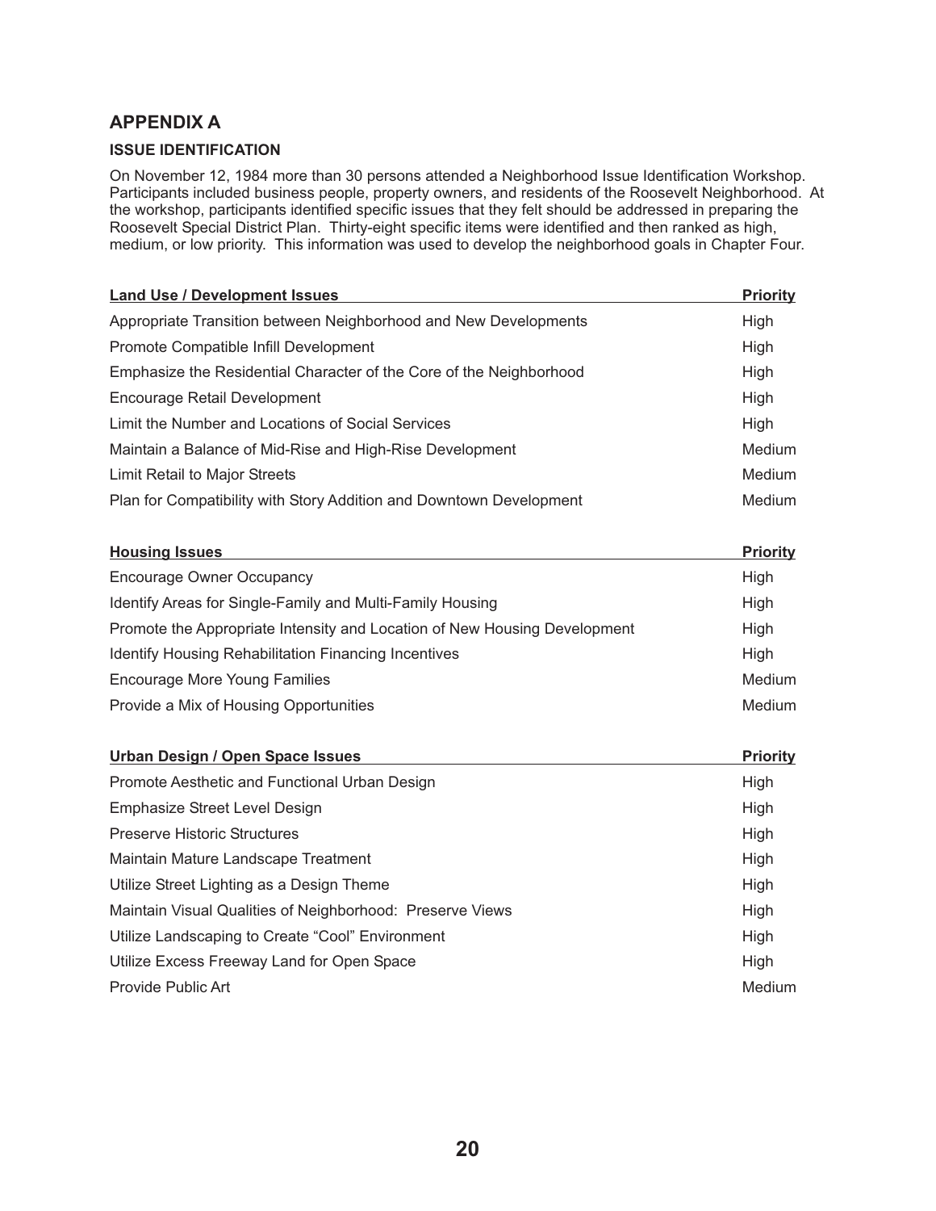## APPENDIX A

### ISSUE IDENTIFICATION

On November 12, 1984 more than 30 persons attended a Neighborhood Issue Identification Workshop. Participants included business people, property owners, and residents of the Roosevelt Neighborhood. At the workshop, participants identified specific issues that they felt should be addressed in preparing the Roosevelt Special District Plan. Thirty-eight specific items were identified and then ranked as high, medium, or low priority. This information was used to develop the neighborhood goals in Chapter Four.

| Land Use / Development Issues | Priority |
| --- | --- |
| Appropriate Transition between Neighborhood and New Developments | High |
| Promote Compatible Infill Development | High |
| Emphasize the Residential Character of the Core of the Neighborhood | High |
| Encourage Retail Development | High |
| Limit the Number and Locations of Social Services | High |
| Maintain a Balance of Mid-Rise and High-Rise Development | Medium |
| Limit Retail to Major Streets | Medium |
| Plan for Compatibility with Story Addition and Downtown Development | Medium |

| Housing Issues | Priority |
| --- | --- |
| Encourage Owner Occupancy | High |
| Identify Areas for Single-Family and Multi-Family Housing | High |
| Promote the Appropriate Intensity and Location of New Housing Development | High |
| Identify Housing Rehabilitation Financing Incentives | High |
| Encourage More Young Families | Medium |
| Provide a Mix of Housing Opportunities | Medium |

| Urban Design / Open Space Issues | Priority |
| --- | --- |
| Promote Aesthetic and Functional Urban Design | High |
| Emphasize Street Level Design | High |
| Preserve Historic Structures | High |
| Maintain Mature Landscape Treatment | High |
| Utilize Street Lighting as a Design Theme | High |
| Maintain Visual Qualities of Neighborhood: Preserve Views | High |
| Utilize Landscaping to Create "Cool" Environment | High |
| Utilize Excess Freeway Land for Open Space | High |
| Provide Public Art | Medium |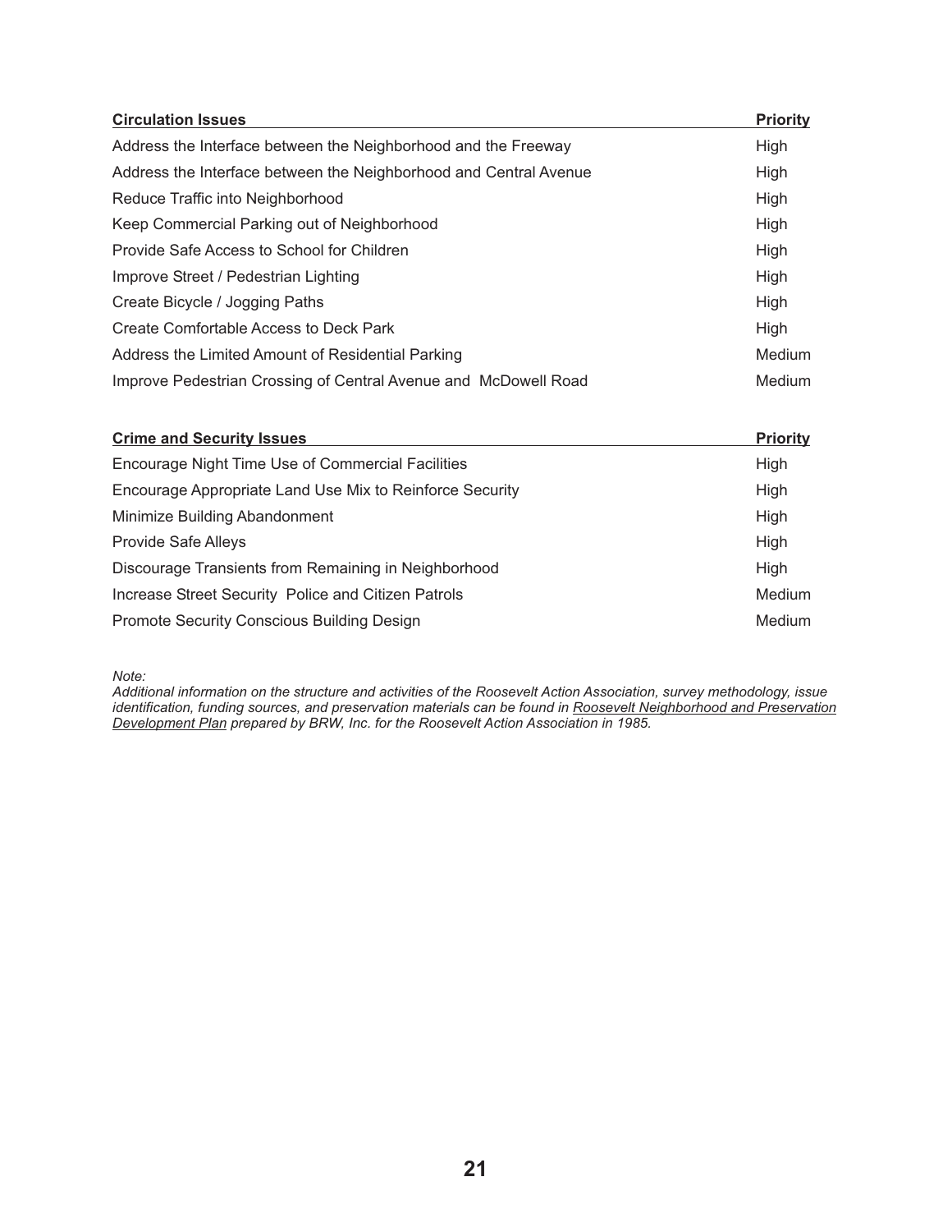| **Circulation Issues** | **Priority** |
|---|---|
| Address the Interface between the Neighborhood and the Freeway | High |
| Address the Interface between the Neighborhood and Central Avenue | High |
| Reduce Traffic into Neighborhood | High |
| Keep Commercial Parking out of Neighborhood | High |
| Provide Safe Access to School for Children | High |
| Improve Street / Pedestrian Lighting | High |
| Create Bicycle / Jogging Paths | High |
| Create Comfortable Access to Deck Park | High |
| Address the Limited Amount of Residential Parking | Medium |
| Improve Pedestrian Crossing of Central Avenue and McDowell Road | Medium |

| **Crime and Security Issues** | **Priority** |
|---|---|
| Encourage Night Time Use of Commercial Facilities | High |
| Encourage Appropriate Land Use Mix to Reinforce Security | High |
| Minimize Building Abandonment | High |
| Provide Safe Alleys | High |
| Discourage Transients from Remaining in Neighborhood | High |
| Increase Street Security Police and Citizen Patrols | Medium |
| Promote Security Conscious Building Design | Medium |

*Note:*
*Additional information on the structure and activities of the Roosevelt Action Association, survey methodology, issue identification, funding sources, and preservation materials can be found in Roosevelt Neighborhood and Preservation Development Plan prepared by BRW, Inc. for the Roosevelt Action Association in 1985.*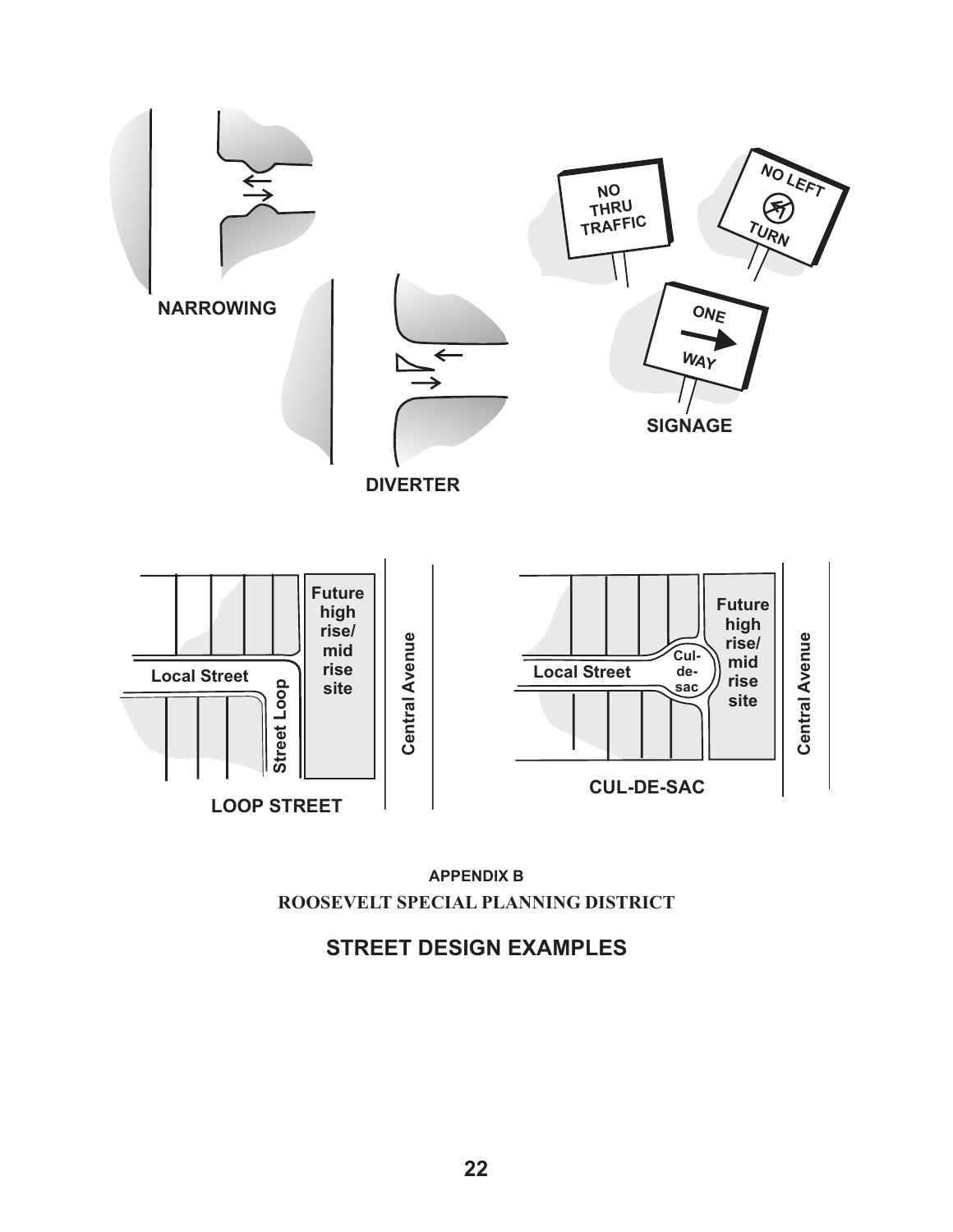**APPENDIX B**

**ROOSEVELT SPECIAL PLANNING DISTRICT**

## STREET DESIGN EXAMPLES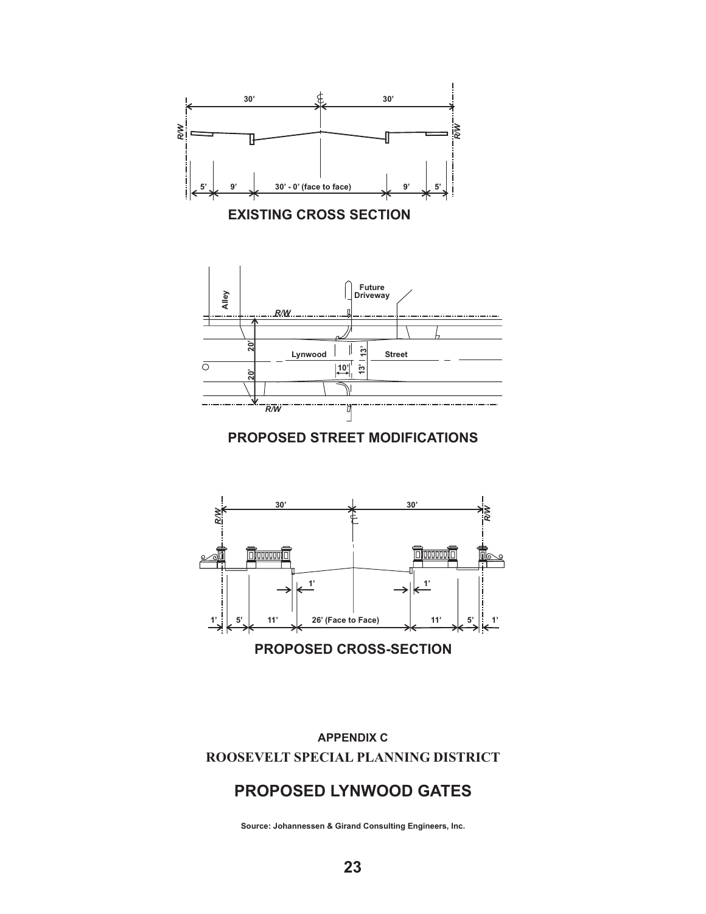30'
30'
R/W
R/W
5'
9'
30' - 0' (face to face)
9'
5'

**EXISTING CROSS SECTION**

Alley
Future Driveway
R/W
20'
Lynwood
13'
Street
10'
13'
20'
R/W

**PROPOSED STREET MODIFICATIONS**

R/W
30'
30'
R/W
1'
1'
1'
5'
11'
26' (Face to Face)
11'
5'
1'

**PROPOSED CROSS-SECTION**

**APPENDIX C**

**ROOSEVELT SPECIAL PLANNING DISTRICT**

# PROPOSED LYNWOOD GATES

**Source: Johannessen & Girand Consulting Engineers, Inc.**